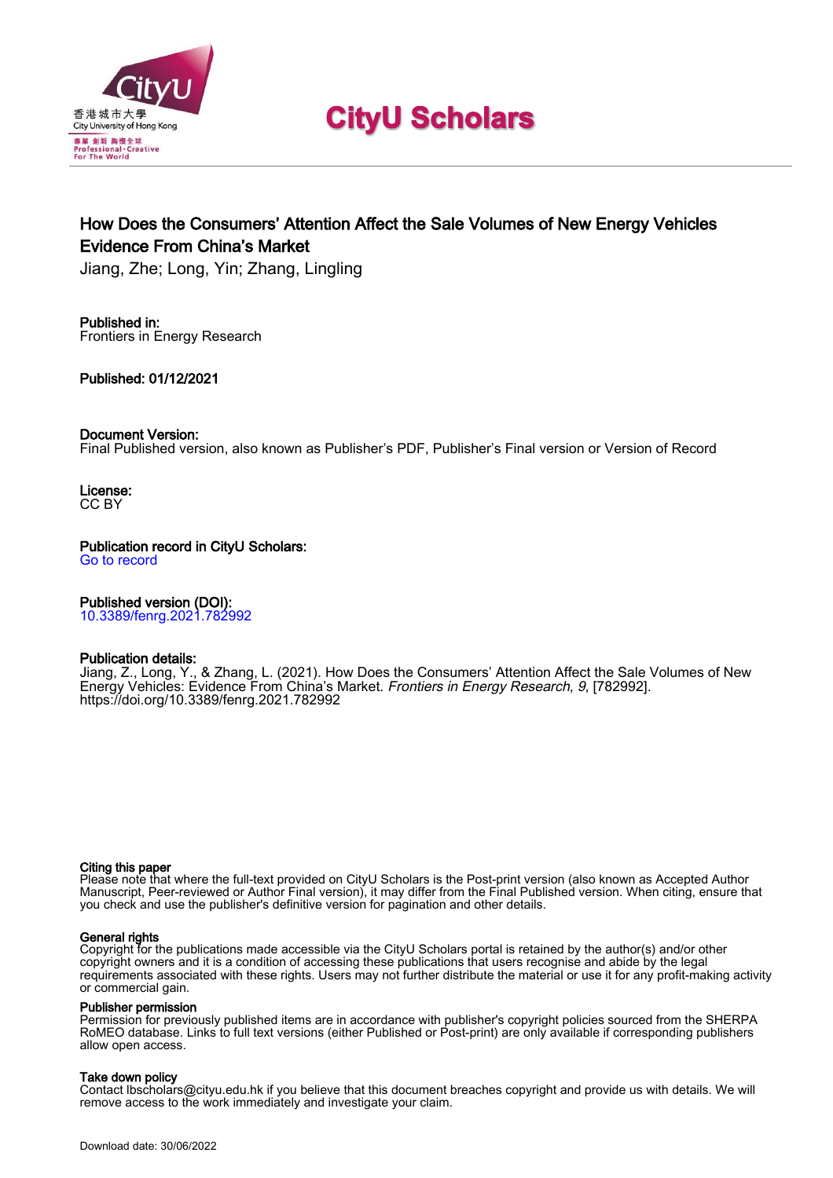CityU Scholars

# How Does the Consumers' Attention Affect the Sale Volumes of New Energy Vehicles Evidence From China's Market

Jiang, Zhe; Long, Yin; Zhang, Lingling

**Published in:**
Frontiers in Energy Research

**Published:** 01/12/2021

**Document Version:**
Final Published version, also known as Publisher's PDF, Publisher's Final version or Version of Record

**License:**
CC BY

**Publication record in CityU Scholars:**
Go to record

**Published version (DOI):**
10.3389/fenrg.2021.782992

**Publication details:**
Jiang, Z., Long, Y., & Zhang, L. (2021). How Does the Consumers' Attention Affect the Sale Volumes of New Energy Vehicles: Evidence From China's Market. *Frontiers in Energy Research*, *9*, [782992]. https://doi.org/10.3389/fenrg.2021.782992

**Citing this paper**
Please note that where the full-text provided on CityU Scholars is the Post-print version (also known as Accepted Author Manuscript, Peer-reviewed or Author Final version), it may differ from the Final Published version. When citing, ensure that you check and use the publisher's definitive version for pagination and other details.

**General rights**
Copyright for the publications made accessible via the CityU Scholars portal is retained by the author(s) and/or other copyright owners and it is a condition of accessing these publications that users recognise and abide by the legal requirements associated with these rights. Users may not further distribute the material or use it for any profit-making activity or commercial gain.

**Publisher permission**
Permission for previously published items are in accordance with publisher's copyright policies sourced from the SHERPA RoMEO database. Links to full text versions (either Published or Post-print) are only available if corresponding publishers allow open access.

**Take down policy**
Contact lbscholars@cityu.edu.hk if you believe that this document breaches copyright and provide us with details. We will remove access to the work immediately and investigate your claim.

Download date: 30/06/2022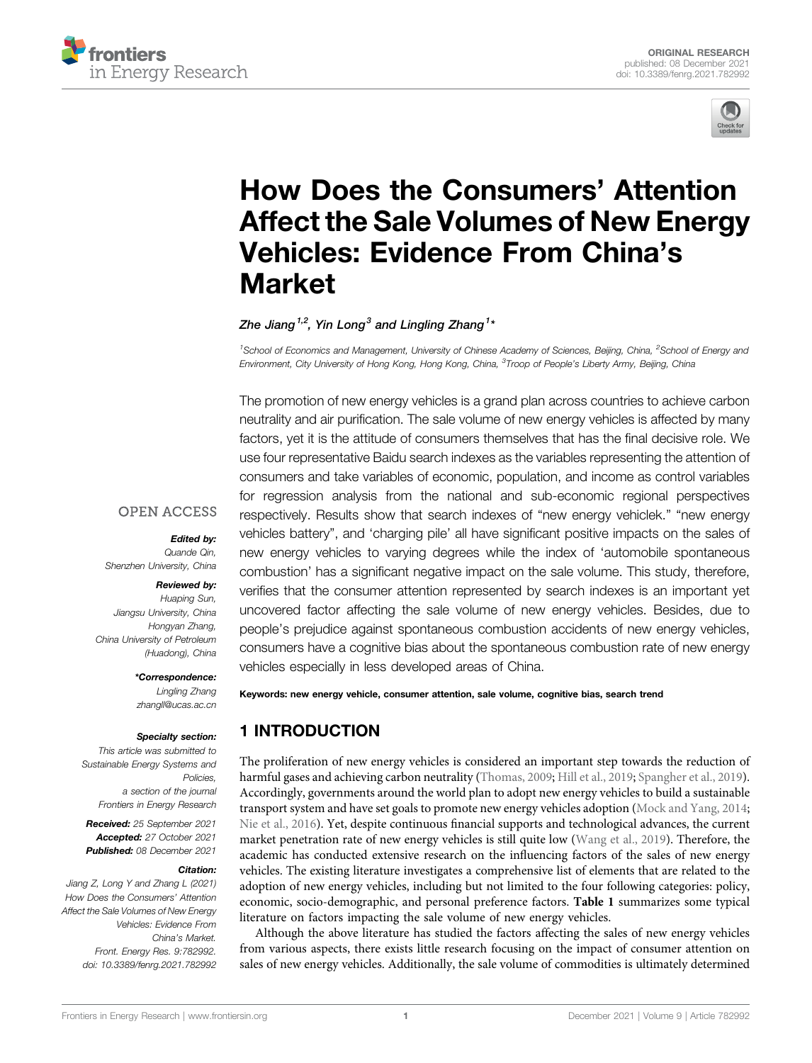# How Does the Consumers' Attention Affect the Sale Volumes of New Energy Vehicles: Evidence From China's Market

*Zhe Jiang[1,2], Yin Long[3] and Lingling Zhang[1]\**

[1]School of Economics and Management, University of Chinese Academy of Sciences, Beijing, China, [2]School of Energy and Environment, City University of Hong Kong, Hong Kong, China, [3]Troop of People's Liberty Army, Beijing, China

OPEN ACCESS

***Edited by:***
Quande Qin,
Shenzhen University, China

***Reviewed by:***
Huaping Sun,
Jiangsu University, China
Hongyan Zhang,
China University of Petroleum (Huadong), China

***\*Correspondence:***
Lingling Zhang
zhangll@ucas.ac.cn

***Specialty section:***
This article was submitted to Sustainable Energy Systems and Policies,
a section of the journal Frontiers in Energy Research

***Received:*** 25 September 2021
***Accepted:*** 27 October 2021
***Published:*** 08 December 2021

***Citation:***
Jiang Z, Long Y and Zhang L (2021) How Does the Consumers' Attention Affect the Sale Volumes of New Energy Vehicles: Evidence From China's Market.
Front. Energy Res. 9:782992.
doi: 10.3389/fenrg.2021.782992

The promotion of new energy vehicles is a grand plan across countries to achieve carbon neutrality and air purification. The sale volume of new energy vehicles is affected by many factors, yet it is the attitude of consumers themselves that has the final decisive role. We use four representative Baidu search indexes as the variables representing the attention of consumers and take variables of economic, population, and income as control variables for regression analysis from the national and sub-economic regional perspectives respectively. Results show that search indexes of "new energy vehiclek." "new energy vehicles battery", and 'charging pile' all have significant positive impacts on the sales of new energy vehicles to varying degrees while the index of 'automobile spontaneous combustion' has a significant negative impact on the sale volume. This study, therefore, verifies that the consumer attention represented by search indexes is an important yet uncovered factor affecting the sale volume of new energy vehicles. Besides, due to people's prejudice against spontaneous combustion accidents of new energy vehicles, consumers have a cognitive bias about the spontaneous combustion rate of new energy vehicles especially in less developed areas of China.

**Keywords:** new energy vehicle, consumer attention, sale volume, cognitive bias, search trend

## 1 INTRODUCTION

The proliferation of new energy vehicles is considered an important step towards the reduction of harmful gases and achieving carbon neutrality (Thomas, 2009; Hill et al., 2019; Spangher et al., 2019). Accordingly, governments around the world plan to adopt new energy vehicles to build a sustainable transport system and have set goals to promote new energy vehicles adoption (Mock and Yang, 2014; Nie et al., 2016). Yet, despite continuous financial supports and technological advances, the current market penetration rate of new energy vehicles is still quite low (Wang et al., 2019). Therefore, the academic has conducted extensive research on the influencing factors of the sales of new energy vehicles. The existing literature investigates a comprehensive list of elements that are related to the adoption of new energy vehicles, including but not limited to the four following categories: policy, economic, socio-demographic, and personal preference factors. **Table 1** summarizes some typical literature on factors impacting the sale volume of new energy vehicles.

Although the above literature has studied the factors affecting the sales of new energy vehicles from various aspects, there exists little research focusing on the impact of consumer attention on sales of new energy vehicles. Additionally, the sale volume of commodities is ultimately determined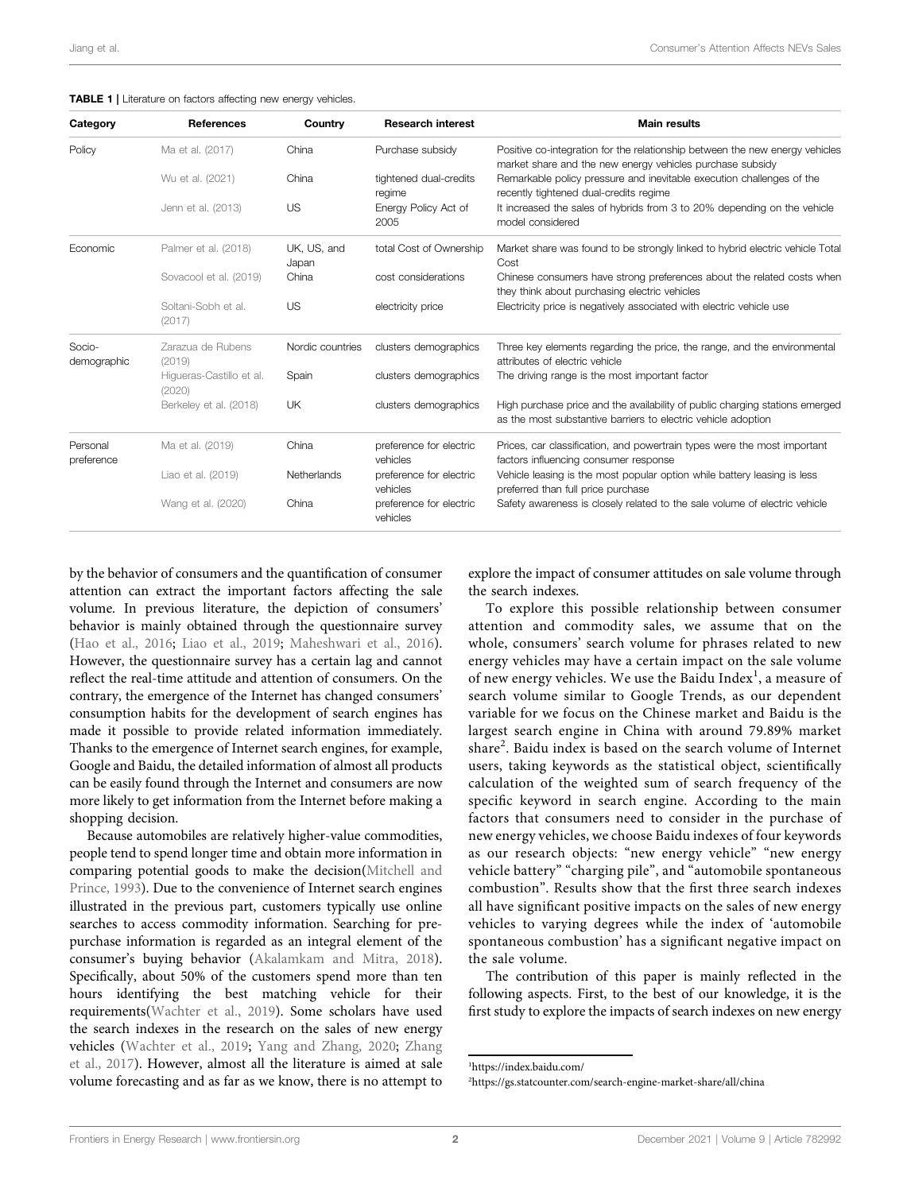**TABLE 1** | Literature on factors affecting new energy vehicles.

| Category | References | Country | Research interest | Main results |
|---|---|---|---|---|
| Policy | Ma et al. (2017) | China | Purchase subsidy | Positive co-integration for the relationship between the new energy vehicles market share and the new energy vehicles purchase subsidy |
| | Wu et al. (2021) | China | tightened dual-credits regime | Remarkable policy pressure and inevitable execution challenges of the recently tightened dual-credits regime |
| | Jenn et al. (2013) | US | Energy Policy Act of 2005 | It increased the sales of hybrids from 3 to 20% depending on the vehicle model considered |
| Economic | Palmer et al. (2018) | UK, US, and Japan | total Cost of Ownership | Market share was found to be strongly linked to hybrid electric vehicle Total Cost |
| | Sovacool et al. (2019) | China | cost considerations | Chinese consumers have strong preferences about the related costs when they think about purchasing electric vehicles |
| | Soltani-Sobh et al. (2017) | US | electricity price | Electricity price is negatively associated with electric vehicle use |
| Socio-demographic | Zarazua de Rubens (2019) | Nordic countries | clusters demographics | Three key elements regarding the price, the range, and the environmental attributes of electric vehicle |
| | Higueras-Castillo et al. (2020) | Spain | clusters demographics | The driving range is the most important factor |
| | Berkeley et al. (2018) | UK | clusters demographics | High purchase price and the availability of public charging stations emerged as the most substantive barriers to electric vehicle adoption |
| Personal preference | Ma et al. (2019) | China | preference for electric vehicles | Prices, car classification, and powertrain types were the most important factors influencing consumer response |
| | Liao et al. (2019) | Netherlands | preference for electric vehicles | Vehicle leasing is the most popular option while battery leasing is less preferred than full price purchase |
| | Wang et al. (2020) | China | preference for electric vehicles | Safety awareness is closely related to the sale volume of electric vehicle |

by the behavior of consumers and the quantification of consumer attention can extract the important factors affecting the sale volume. In previous literature, the depiction of consumers' behavior is mainly obtained through the questionnaire survey (Hao et al., 2016; Liao et al., 2019; Maheshwari et al., 2016). However, the questionnaire survey has a certain lag and cannot reflect the real-time attitude and attention of consumers. On the contrary, the emergence of the Internet has changed consumers' consumption habits for the development of search engines has made it possible to provide related information immediately. Thanks to the emergence of Internet search engines, for example, Google and Baidu, the detailed information of almost all products can be easily found through the Internet and consumers are now more likely to get information from the Internet before making a shopping decision.

Because automobiles are relatively higher-value commodities, people tend to spend longer time and obtain more information in comparing potential goods to make the decision(Mitchell and Prince, 1993). Due to the convenience of Internet search engines illustrated in the previous part, customers typically use online searches to access commodity information. Searching for pre-purchase information is regarded as an integral element of the consumer's buying behavior (Akalamkam and Mitra, 2018). Specifically, about 50% of the customers spend more than ten hours identifying the best matching vehicle for their requirements(Wachter et al., 2019). Some scholars have used the search indexes in the research on the sales of new energy vehicles (Wachter et al., 2019; Yang and Zhang, 2020; Zhang et al., 2017). However, almost all the literature is aimed at sale volume forecasting and as far as we know, there is no attempt to explore the impact of consumer attitudes on sale volume through the search indexes.

To explore this possible relationship between consumer attention and commodity sales, we assume that on the whole, consumers' search volume for phrases related to new energy vehicles may have a certain impact on the sale volume of new energy vehicles. We use the Baidu Index[1], a measure of search volume similar to Google Trends, as our dependent variable for we focus on the Chinese market and Baidu is the largest search engine in China with around 79.89% market share[2]. Baidu index is based on the search volume of Internet users, taking keywords as the statistical object, scientifically calculation of the weighted sum of search frequency of the specific keyword in search engine. According to the main factors that consumers need to consider in the purchase of new energy vehicles, we choose Baidu indexes of four keywords as our research objects: "new energy vehicle" "new energy vehicle battery" "charging pile", and "automobile spontaneous combustion". Results show that the first three search indexes all have significant positive impacts on the sales of new energy vehicles to varying degrees while the index of 'automobile spontaneous combustion' has a significant negative impact on the sale volume.

The contribution of this paper is mainly reflected in the following aspects. First, to the best of our knowledge, it is the first study to explore the impacts of search indexes on new energy

[1]https://index.baidu.com/

[2]https://gs.statcounter.com/search-engine-market-share/all/china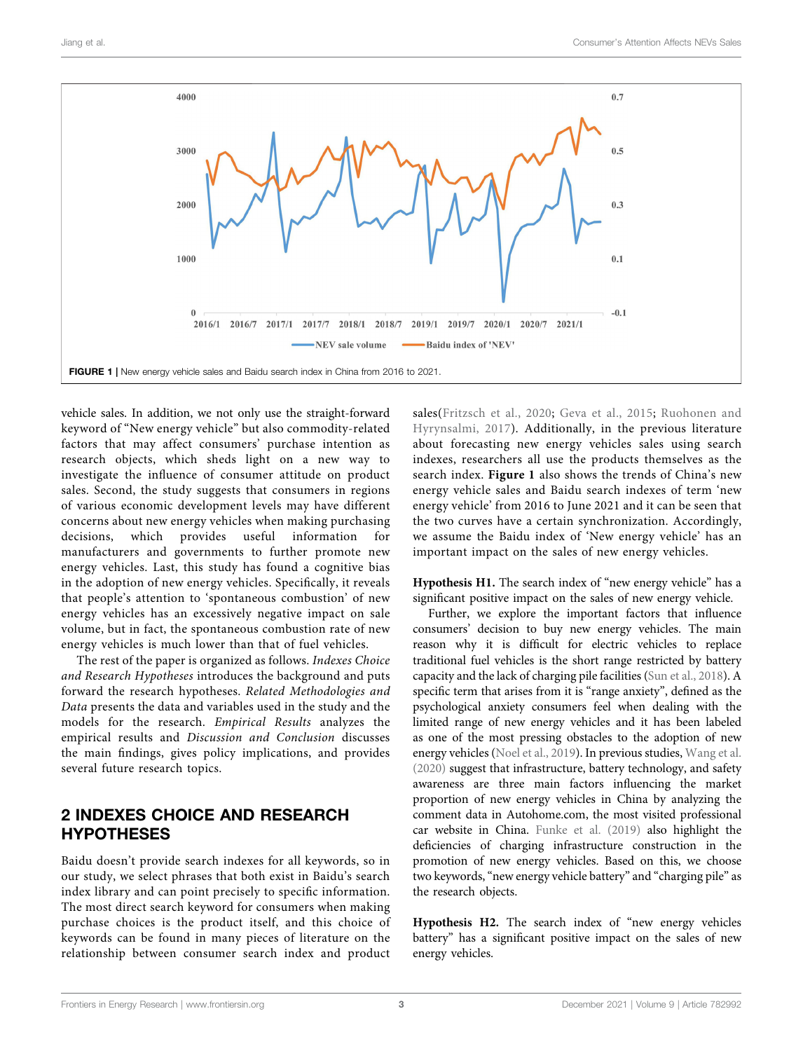FIGURE 1 | New energy vehicle sales and Baidu search index in China from 2016 to 2021.

vehicle sales. In addition, we not only use the straight-forward keyword of "New energy vehicle" but also commodity-related factors that may affect consumers' purchase intention as research objects, which sheds light on a new way to investigate the influence of consumer attitude on product sales. Second, the study suggests that consumers in regions of various economic development levels may have different concerns about new energy vehicles when making purchasing decisions, which provides useful information for manufacturers and governments to further promote new energy vehicles. Last, this study has found a cognitive bias in the adoption of new energy vehicles. Specifically, it reveals that people's attention to 'spontaneous combustion' of new energy vehicles has an excessively negative impact on sale volume, but in fact, the spontaneous combustion rate of new energy vehicles is much lower than that of fuel vehicles.

The rest of the paper is organized as follows. *Indexes Choice and Research Hypotheses* introduces the background and puts forward the research hypotheses. *Related Methodologies and Data* presents the data and variables used in the study and the models for the research. *Empirical Results* analyzes the empirical results and *Discussion and Conclusion* discusses the main findings, gives policy implications, and provides several future research topics.

## 2 INDEXES CHOICE AND RESEARCH HYPOTHESES

Baidu doesn't provide search indexes for all keywords, so in our study, we select phrases that both exist in Baidu's search index library and can point precisely to specific information. The most direct search keyword for consumers when making purchase choices is the product itself, and this choice of keywords can be found in many pieces of literature on the relationship between consumer search index and product sales(Fritzsch et al., 2020; Geva et al., 2015; Ruohonen and Hyrynsalmi, 2017). Additionally, in the previous literature about forecasting new energy vehicles sales using search indexes, researchers all use the products themselves as the search index. **Figure 1** also shows the trends of China's new energy vehicle sales and Baidu search indexes of term 'new energy vehicle' from 2016 to June 2021 and it can be seen that the two curves have a certain synchronization. Accordingly, we assume the Baidu index of 'New energy vehicle' has an important impact on the sales of new energy vehicles.

**Hypothesis H1.** The search index of "new energy vehicle" has a significant positive impact on the sales of new energy vehicle.

Further, we explore the important factors that influence consumers' decision to buy new energy vehicles. The main reason why it is difficult for electric vehicles to replace traditional fuel vehicles is the short range restricted by battery capacity and the lack of charging pile facilities (Sun et al., 2018). A specific term that arises from it is "range anxiety", defined as the psychological anxiety consumers feel when dealing with the limited range of new energy vehicles and it has been labeled as one of the most pressing obstacles to the adoption of new energy vehicles (Noel et al., 2019). In previous studies, Wang et al. (2020) suggest that infrastructure, battery technology, and safety awareness are three main factors influencing the market proportion of new energy vehicles in China by analyzing the comment data in Autohome.com, the most visited professional car website in China. Funke et al. (2019) also highlight the deficiencies of charging infrastructure construction in the promotion of new energy vehicles. Based on this, we choose two keywords, "new energy vehicle battery" and "charging pile" as the research objects.

**Hypothesis H2.** The search index of "new energy vehicles battery" has a significant positive impact on the sales of new energy vehicles.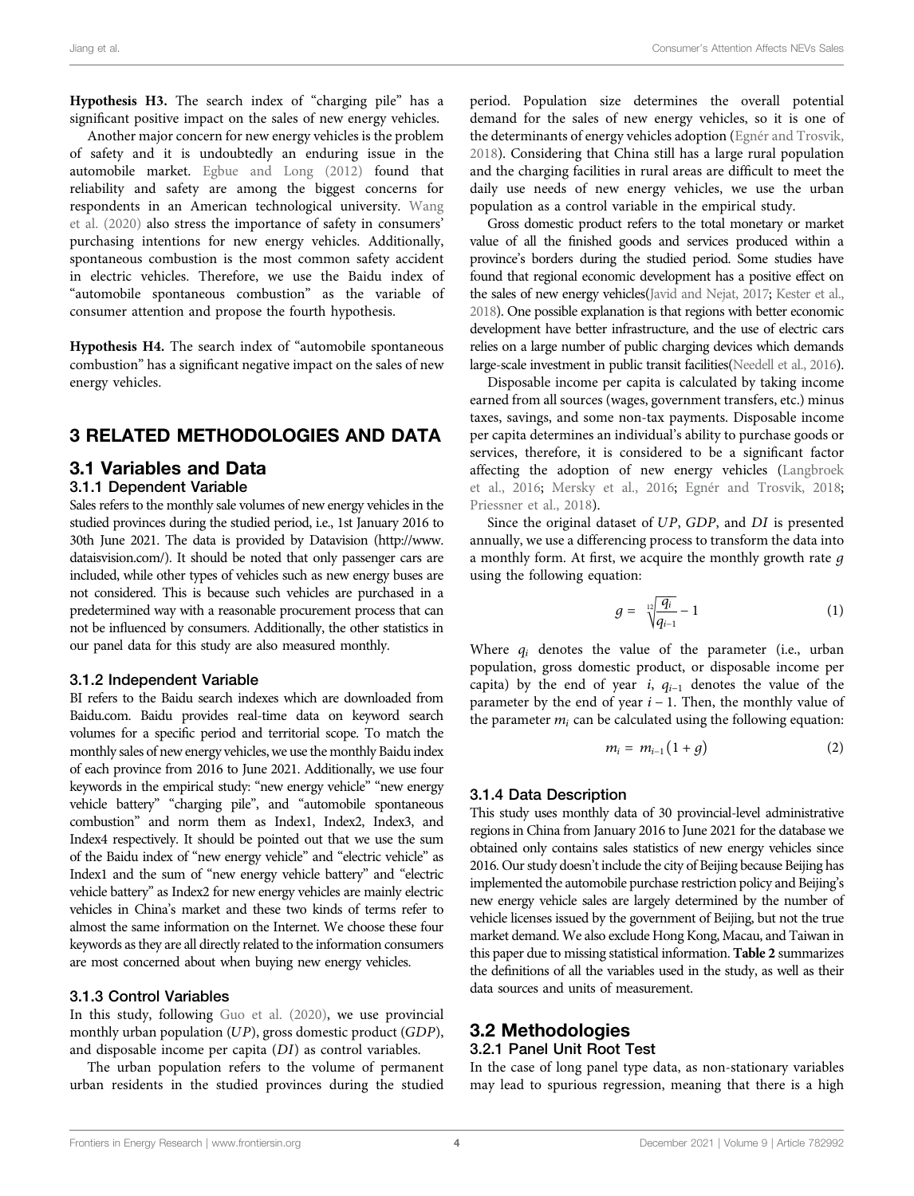**Hypothesis H3.** The search index of "charging pile" has a significant positive impact on the sales of new energy vehicles.

Another major concern for new energy vehicles is the problem of safety and it is undoubtedly an enduring issue in the automobile market. Egbue and Long (2012) found that reliability and safety are among the biggest concerns for respondents in an American technological university. Wang et al. (2020) also stress the importance of safety in consumers' purchasing intentions for new energy vehicles. Additionally, spontaneous combustion is the most common safety accident in electric vehicles. Therefore, we use the Baidu index of "automobile spontaneous combustion" as the variable of consumer attention and propose the fourth hypothesis.

**Hypothesis H4.** The search index of "automobile spontaneous combustion" has a significant negative impact on the sales of new energy vehicles.

## 3 RELATED METHODOLOGIES AND DATA

### 3.1 Variables and Data

#### 3.1.1 Dependent Variable

Sales refers to the monthly sale volumes of new energy vehicles in the studied provinces during the studied period, i.e., 1st January 2016 to 30th June 2021. The data is provided by Datavision (http://www.dataisvision.com/). It should be noted that only passenger cars are included, while other types of vehicles such as new energy buses are not considered. This is because such vehicles are purchased in a predetermined way with a reasonable procurement process that can not be influenced by consumers. Additionally, the other statistics in our panel data for this study are also measured monthly.

#### 3.1.2 Independent Variable

BI refers to the Baidu search indexes which are downloaded from Baidu.com. Baidu provides real-time data on keyword search volumes for a specific period and territorial scope. To match the monthly sales of new energy vehicles, we use the monthly Baidu index of each province from 2016 to June 2021. Additionally, we use four keywords in the empirical study: "new energy vehicle" "new energy vehicle battery" "charging pile", and "automobile spontaneous combustion" and norm them as Index1, Index2, Index3, and Index4 respectively. It should be pointed out that we use the sum of the Baidu index of "new energy vehicle" and "electric vehicle" as Index1 and the sum of "new energy vehicle battery" and "electric vehicle battery" as Index2 for new energy vehicles are mainly electric vehicles in China's market and these two kinds of terms refer to almost the same information on the Internet. We choose these four keywords as they are all directly related to the information consumers are most concerned about when buying new energy vehicles.

#### 3.1.3 Control Variables

In this study, following Guo et al. (2020), we use provincial monthly urban population ($UP$), gross domestic product ($GDP$), and disposable income per capita ($DI$) as control variables.

The urban population refers to the volume of permanent urban residents in the studied provinces during the studied period. Population size determines the overall potential demand for the sales of new energy vehicles, so it is one of the determinants of energy vehicles adoption (Egnér and Trosvik, 2018). Considering that China still has a large rural population and the charging facilities in rural areas are difficult to meet the daily use needs of new energy vehicles, we use the urban population as a control variable in the empirical study.

Gross domestic product refers to the total monetary or market value of all the finished goods and services produced within a province's borders during the studied period. Some studies have found that regional economic development has a positive effect on the sales of new energy vehicles(Javid and Nejat, 2017; Kester et al., 2018). One possible explanation is that regions with better economic development have better infrastructure, and the use of electric cars relies on a large number of public charging devices which demands large-scale investment in public transit facilities(Needell et al., 2016).

Disposable income per capita is calculated by taking income earned from all sources (wages, government transfers, etc.) minus taxes, savings, and some non-tax payments. Disposable income per capita determines an individual's ability to purchase goods or services, therefore, it is considered to be a significant factor affecting the adoption of new energy vehicles (Langbroek et al., 2016; Mersky et al., 2016; Egnér and Trosvik, 2018; Priessner et al., 2018).

Since the original dataset of $UP$, $GDP$, and $DI$ is presented annually, we use a differencing process to transform the data into a monthly form. At first, we acquire the monthly growth rate $g$ using the following equation:

$$g = \sqrt[12]{\frac{q_i}{q_{i-1}}} - 1 \tag{1}$$

Where $q_i$ denotes the value of the parameter (i.e., urban population, gross domestic product, or disposable income per capita) by the end of year $i$, $q_{i-1}$ denotes the value of the parameter by the end of year $i-1$. Then, the monthly value of the parameter $m_i$ can be calculated using the following equation:

$$m_i = m_{i-1}(1+g) \tag{2}$$

#### 3.1.4 Data Description

This study uses monthly data of 30 provincial-level administrative regions in China from January 2016 to June 2021 for the database we obtained only contains sales statistics of new energy vehicles since 2016. Our study doesn't include the city of Beijing because Beijing has implemented the automobile purchase restriction policy and Beijing's new energy vehicle sales are largely determined by the number of vehicle licenses issued by the government of Beijing, but not the true market demand. We also exclude Hong Kong, Macau, and Taiwan in this paper due to missing statistical information. **Table 2** summarizes the definitions of all the variables used in the study, as well as their data sources and units of measurement.

### 3.2 Methodologies

#### 3.2.1 Panel Unit Root Test

In the case of long panel type data, as non-stationary variables may lead to spurious regression, meaning that there is a high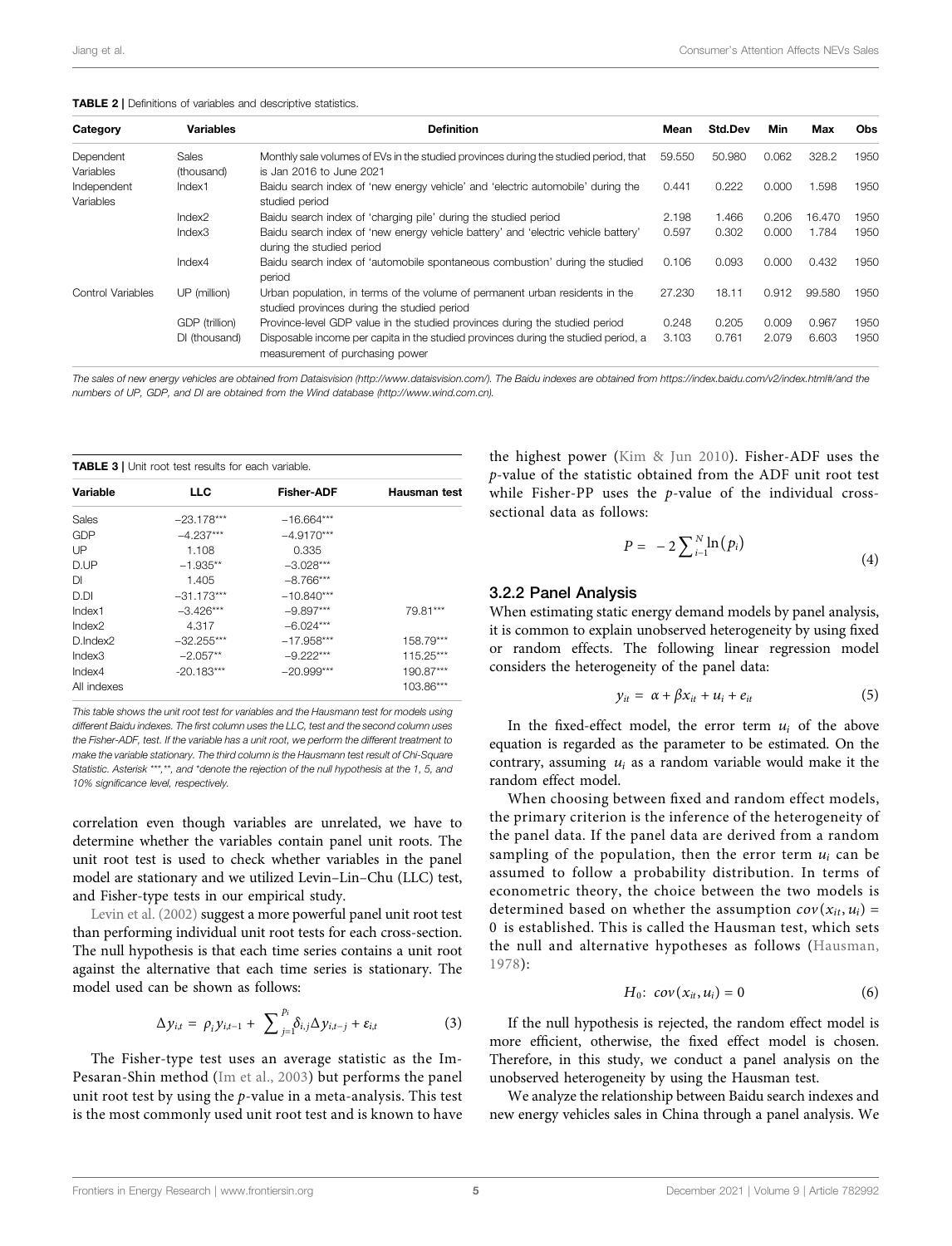**TABLE 2 |** Definitions of variables and descriptive statistics.

| Category | Variables | Definition | Mean | Std.Dev | Min | Max | Obs |
|---|---|---|---|---|---|---|---|
| Dependent Variables | Sales (thousand) | Monthly sale volumes of EVs in the studied provinces during the studied period, that is Jan 2016 to June 2021 | 59.550 | 50.980 | 0.062 | 328.2 | 1950 |
| Independent Variables | Index1 | Baidu search index of 'new energy vehicle' and 'electric automobile' during the studied period | 0.441 | 0.222 | 0.000 | 1.598 | 1950 |
| | Index2 | Baidu search index of 'charging pile' during the studied period | 2.198 | 1.466 | 0.206 | 16.470 | 1950 |
| | Index3 | Baidu search index of 'new energy vehicle battery' and 'electric vehicle battery' during the studied period | 0.597 | 0.302 | 0.000 | 1.784 | 1950 |
| | Index4 | Baidu search index of 'automobile spontaneous combustion' during the studied period | 0.106 | 0.093 | 0.000 | 0.432 | 1950 |
| Control Variables | UP (million) | Urban population, in terms of the volume of permanent urban residents in the studied provinces during the studied period | 27.230 | 18.11 | 0.912 | 99.580 | 1950 |
| | GDP (trillion) | Province-level GDP value in the studied provinces during the studied period | 0.248 | 0.205 | 0.009 | 0.967 | 1950 |
| | DI (thousand) | Disposable income per capita in the studied provinces during the studied period, a measurement of purchasing power | 3.103 | 0.761 | 2.079 | 6.603 | 1950 |

*The sales of new energy vehicles are obtained from Dataisvision (http://www.dataisvision.com/). The Baidu indexes are obtained from https://index.baidu.com/v2/index.html#/and the numbers of UP, GDP, and DI are obtained from the Wind database (http://www.wind.com.cn).*

**TABLE 3 |** Unit root test results for each variable.

| Variable | LLC | Fisher-ADF | Hausman test |
|---|---|---|---|
| Sales | −23.178*** | −16.664*** | |
| GDP | −4.237*** | −4.9170*** | |
| UP | 1.108 | 0.335 | |
| D.UP | −1.935** | −3.028*** | |
| DI | 1.405 | −8.766*** | |
| D.DI | −31.173*** | −10.840*** | |
| Index1 | −3.426*** | −9.897*** | 79.81*** |
| Index2 | 4.317 | −6.024*** | |
| D.Index2 | −32.255*** | −17.958*** | 158.79*** |
| Index3 | −2.057** | −9.222*** | 115.25*** |
| Index4 | −20.183*** | −20.999*** | 190.87*** |
| All indexes | | | 103.86*** |

*This table shows the unit root test for variables and the Hausmann test for models using different Baidu indexes. The first column uses the LLC, test and the second column uses the Fisher-ADF, test. If the variable has a unit root, we perform the different treatment to make the variable stationary. The third column is the Hausmann test result of Chi-Square Statistic. Asterisk \*\*\*,\*\*, and \*denote the rejection of the null hypothesis at the 1, 5, and 10% significance level, respectively.*

correlation even though variables are unrelated, we have to determine whether the variables contain panel unit roots. The unit root test is used to check whether variables in the panel model are stationary and we utilized Levin–Lin–Chu (LLC) test, and Fisher-type tests in our empirical study.

Levin et al. (2002) suggest a more powerful panel unit root test than performing individual unit root tests for each cross-section. The null hypothesis is that each time series contains a unit root against the alternative that each time series is stationary. The model used can be shown as follows:

$$\Delta y_{i,t} = \rho_i y_{i,t-1} + \sum\nolimits_{j=1}^{p_i} \delta_{i,j} \Delta y_{i,t-j} + \varepsilon_{i,t} \tag{3}$$

The Fisher-type test uses an average statistic as the Im-Pesaran-Shin method (Im et al., 2003) but performs the panel unit root test by using the $p$-value in a meta-analysis. This test is the most commonly used unit root test and is known to have the highest power (Kim & Jun 2010). Fisher-ADF uses the $p$-value of the statistic obtained from the ADF unit root test while Fisher-PP uses the $p$-value of the individual cross-sectional data as follows:

$$P = -2\sum\nolimits_{i-1}^{N} \ln(p_i) \tag{4}$$

### 3.2.2 Panel Analysis

When estimating static energy demand models by panel analysis, it is common to explain unobserved heterogeneity by using fixed or random effects. The following linear regression model considers the heterogeneity of the panel data:

$$y_{it} = \alpha + \beta x_{it} + u_i + e_{it} \tag{5}$$

In the fixed-effect model, the error term $u_i$ of the above equation is regarded as the parameter to be estimated. On the contrary, assuming $u_i$ as a random variable would make it the random effect model.

When choosing between fixed and random effect models, the primary criterion is the inference of the heterogeneity of the panel data. If the panel data are derived from a random sampling of the population, then the error term $u_i$ can be assumed to follow a probability distribution. In terms of econometric theory, the choice between the two models is determined based on whether the assumption $cov(x_{it}, u_i) = 0$ is established. This is called the Hausman test, which sets the null and alternative hypotheses as follows (Hausman, 1978):

$$H_0:\ cov(x_{it}, u_i) = 0 \tag{6}$$

If the null hypothesis is rejected, the random effect model is more efficient, otherwise, the fixed effect model is chosen. Therefore, in this study, we conduct a panel analysis on the unobserved heterogeneity by using the Hausman test.

We analyze the relationship between Baidu search indexes and new energy vehicles sales in China through a panel analysis. We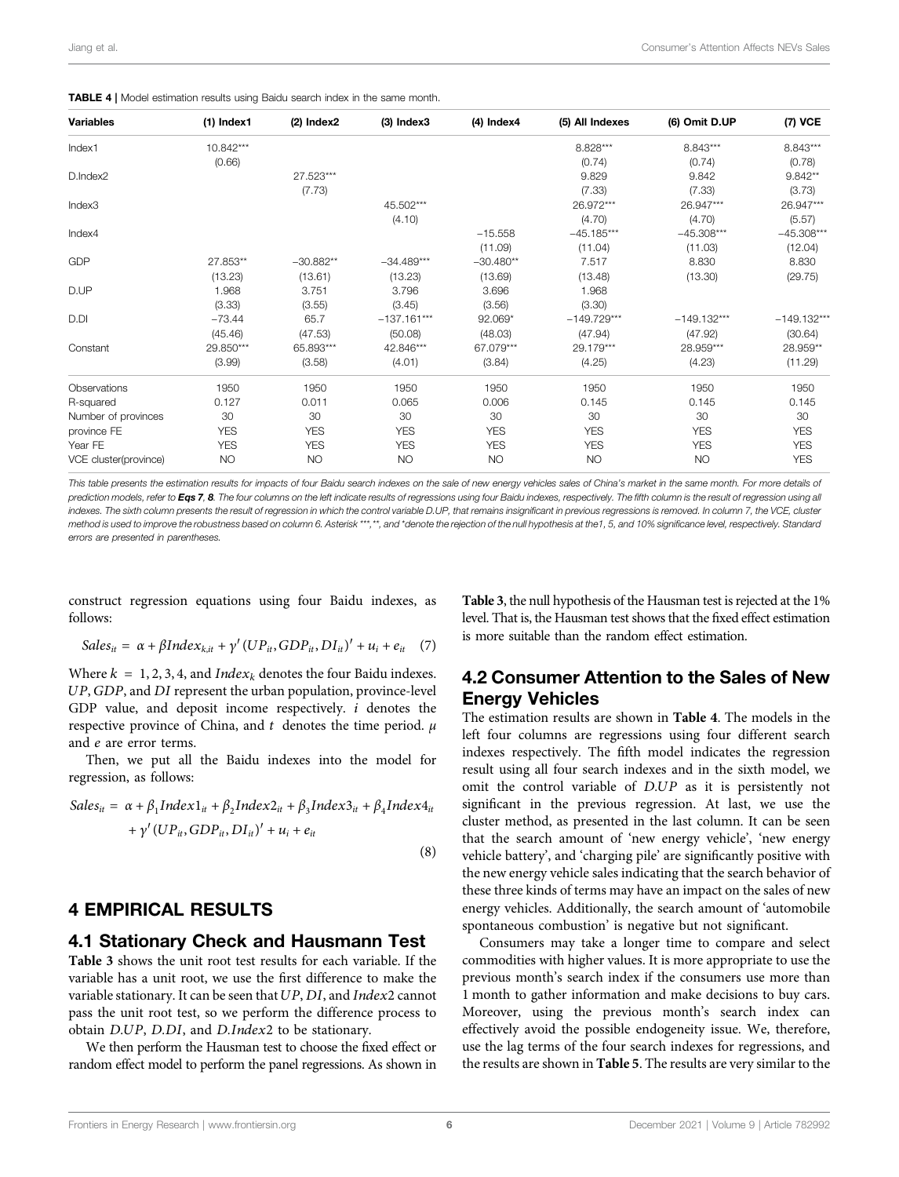**TABLE 4** | Model estimation results using Baidu search index in the same month.

| Variables | (1) Index1 | (2) Index2 | (3) Index3 | (4) Index4 | (5) All Indexes | (6) Omit D.UP | (7) VCE |
|---|---|---|---|---|---|---|---|
| Index1 | 10.842*** | | | | 8.828*** | 8.843*** | 8.843*** |
| | (0.66) | | | | (0.74) | (0.74) | (0.78) |
| D.Index2 | | 27.523*** | | | 9.829 | 9.842 | 9.842** |
| | | (7.73) | | | (7.33) | (7.33) | (3.73) |
| Index3 | | | 45.502*** | | 26.972*** | 26.947*** | 26.947*** |
| | | | (4.10) | | (4.70) | (4.70) | (5.57) |
| Index4 | | | | −15.558 | −45.185*** | −45.308*** | −45.308*** |
| | | | | (11.09) | (11.04) | (11.03) | (12.04) |
| GDP | 27.853** | −30.882** | −34.489*** | −30.480** | 7.517 | 8.830 | 8.830 |
| | (13.23) | (13.61) | (13.23) | (13.69) | (13.48) | (13.30) | (29.75) |
| D.UP | 1.968 | 3.751 | 3.796 | 3.696 | 1.968 | | |
| | (3.33) | (3.55) | (3.45) | (3.56) | (3.30) | | |
| D.DI | −73.44 | 65.7 | −137.161*** | 92.069* | −149.729*** | −149.132*** | −149.132*** |
| | (45.46) | (47.53) | (50.08) | (48.03) | (47.94) | (47.92) | (30.64) |
| Constant | 29.850*** | 65.893*** | 42.846*** | 67.079*** | 29.179*** | 28.959*** | 28.959** |
| | (3.99) | (3.58) | (4.01) | (3.84) | (4.25) | (4.23) | (11.29) |
| Observations | 1950 | 1950 | 1950 | 1950 | 1950 | 1950 | 1950 |
| R-squared | 0.127 | 0.011 | 0.065 | 0.006 | 0.145 | 0.145 | 0.145 |
| Number of provinces | 30 | 30 | 30 | 30 | 30 | 30 | 30 |
| province FE | YES | YES | YES | YES | YES | YES | YES |
| Year FE | YES | YES | YES | YES | YES | YES | YES |
| VCE cluster(province) | NO | NO | NO | NO | NO | NO | YES |

*This table presents the estimation results for impacts of four Baidu search indexes on the sale of new energy vehicles sales of China's market in the same month. For more details of prediction models, refer to **Eqs 7**, **8**. The four columns on the left indicate results of regressions using four Baidu indexes, respectively. The fifth column is the result of regression using all indexes. The sixth column presents the result of regression in which the control variable D.UP, that remains insignificant in previous regressions is removed. In column 7, the VCE, cluster method is used to improve the robustness based on column 6. Asterisk \*\*\*,\*\*, and \*denote the rejection of the null hypothesis at the1, 5, and 10% significance level, respectively. Standard errors are presented in parentheses.*

construct regression equations using four Baidu indexes, as follows:

$$Sales_{it} = \alpha + \beta Index_{k,it} + \gamma' (UP_{it}, GDP_{it}, DI_{it})' + u_i + e_{it} \quad (7)$$

Where $k = 1, 2, 3, 4$, and $Index_k$ denotes the four Baidu indexes. $UP$, $GDP$, and $DI$ represent the urban population, province-level GDP value, and deposit income respectively. $i$ denotes the respective province of China, and $t$ denotes the time period. $\mu$ and $e$ are error terms.

Then, we put all the Baidu indexes into the model for regression, as follows:

$$Sales_{it} = \alpha + \beta_1 Index1_{it} + \beta_2 Index2_{it} + \beta_3 Index3_{it} + \beta_4 Index4_{it} + \gamma' (UP_{it}, GDP_{it}, DI_{it})' + u_i + e_{it} \quad (8)$$

## 4 EMPIRICAL RESULTS

### 4.1 Stationary Check and Hausmann Test

**Table 3** shows the unit root test results for each variable. If the variable has a unit root, we use the first difference to make the variable stationary. It can be seen that $UP$, $DI$, and $Index2$ cannot pass the unit root test, so we perform the difference process to obtain $D.UP$, $D.DI$, and $D.Index2$ to be stationary.

We then perform the Hausman test to choose the fixed effect or random effect model to perform the panel regressions. As shown in **Table 3**, the null hypothesis of the Hausman test is rejected at the 1% level. That is, the Hausman test shows that the fixed effect estimation is more suitable than the random effect estimation.

### 4.2 Consumer Attention to the Sales of New Energy Vehicles

The estimation results are shown in **Table 4**. The models in the left four columns are regressions using four different search indexes respectively. The fifth model indicates the regression result using all four search indexes and in the sixth model, we omit the control variable of $D.UP$ as it is persistently not significant in the previous regression. At last, we use the cluster method, as presented in the last column. It can be seen that the search amount of 'new energy vehicle', 'new energy vehicle battery', and 'charging pile' are significantly positive with the new energy vehicle sales indicating that the search behavior of these three kinds of terms may have an impact on the sales of new energy vehicles. Additionally, the search amount of 'automobile spontaneous combustion' is negative but not significant.

Consumers may take a longer time to compare and select commodities with higher values. It is more appropriate to use the previous month's search index if the consumers use more than 1 month to gather information and make decisions to buy cars. Moreover, using the previous month's search index can effectively avoid the possible endogeneity issue. We, therefore, use the lag terms of the four search indexes for regressions, and the results are shown in **Table 5**. The results are very similar to the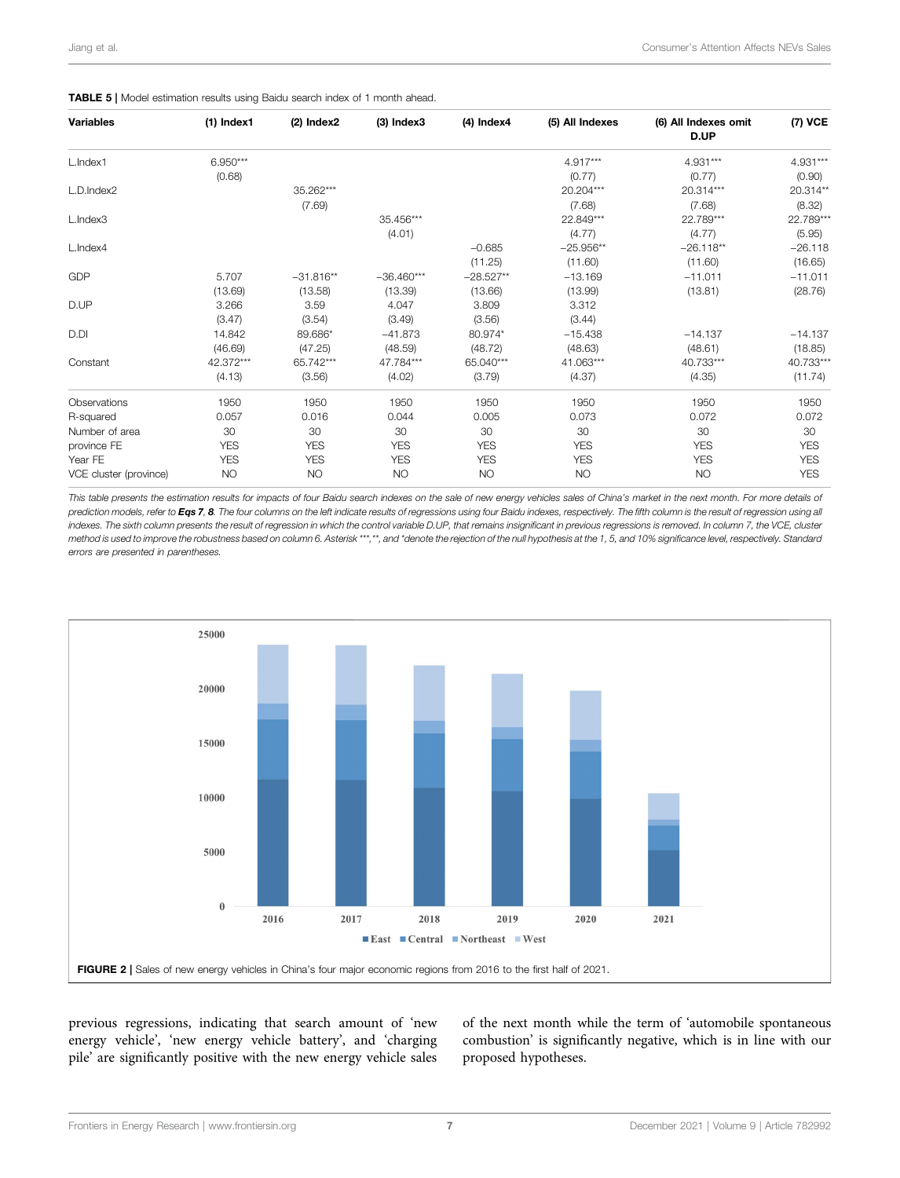**TABLE 5** | Model estimation results using Baidu search index of 1 month ahead.

| Variables | (1) Index1 | (2) Index2 | (3) Index3 | (4) Index4 | (5) All Indexes | (6) All Indexes omit D.UP | (7) VCE |
|---|---|---|---|---|---|---|---|
| L.Index1 | 6.950*** | | | | 4.917*** | 4.931*** | 4.931*** |
| | (0.68) | | | | (0.77) | (0.77) | (0.90) |
| L.D.Index2 | | 35.262*** | | | 20.204*** | 20.314*** | 20.314** |
| | | (7.69) | | | (7.68) | (7.68) | (8.32) |
| L.Index3 | | | 35.456*** | | 22.849*** | 22.789*** | 22.789*** |
| | | | (4.01) | | (4.77) | (4.77) | (5.95) |
| L.Index4 | | | | −0.685 | −25.956** | −26.118** | −26.118 |
| | | | | (11.25) | (11.60) | (11.60) | (16.65) |
| GDP | 5.707 | −31.816** | −36.460*** | −28.527** | −13.169 | −11.011 | −11.011 |
| | (13.69) | (13.58) | (13.39) | (13.66) | (13.99) | (13.81) | (28.76) |
| D.UP | 3.266 | 3.59 | 4.047 | 3.809 | 3.312 | | |
| | (3.47) | (3.54) | (3.49) | (3.56) | (3.44) | | |
| D.DI | 14.842 | 89.686* | −41.873 | 80.974* | −15.438 | −14.137 | −14.137 |
| | (46.69) | (47.25) | (48.59) | (48.72) | (48.63) | (48.61) | (18.85) |
| Constant | 42.372*** | 65.742*** | 47.784*** | 65.040*** | 41.063*** | 40.733*** | 40.733*** |
| | (4.13) | (3.56) | (4.02) | (3.79) | (4.37) | (4.35) | (11.74) |
| Observations | 1950 | 1950 | 1950 | 1950 | 1950 | 1950 | 1950 |
| R-squared | 0.057 | 0.016 | 0.044 | 0.005 | 0.073 | 0.072 | 0.072 |
| Number of area | 30 | 30 | 30 | 30 | 30 | 30 | 30 |
| province FE | YES | YES | YES | YES | YES | YES | YES |
| Year FE | YES | YES | YES | YES | YES | YES | YES |
| VCE cluster (province) | NO | NO | NO | NO | NO | NO | YES |

*This table presents the estimation results for impacts of four Baidu search indexes on the sale of new energy vehicles sales of China's market in the next month. For more details of prediction models, refer to* ***Eqs 7, 8****. The four columns on the left indicate results of regressions using four Baidu indexes, respectively. The fifth column is the result of regression using all indexes. The sixth column presents the result of regression in which the control variable D.UP, that remains insignificant in previous regressions is removed. In column 7, the VCE, cluster method is used to improve the robustness based on column 6. Asterisk ***, **, and *denote the rejection of the null hypothesis at the 1, 5, and 10% significance level, respectively. Standard errors are presented in parentheses.*

**FIGURE 2** | Sales of new energy vehicles in China's four major economic regions from 2016 to the first half of 2021.

previous regressions, indicating that search amount of 'new energy vehicle', 'new energy vehicle battery', and 'charging pile' are significantly positive with the new energy vehicle sales of the next month while the term of 'automobile spontaneous combustion' is significantly negative, which is in line with our proposed hypotheses.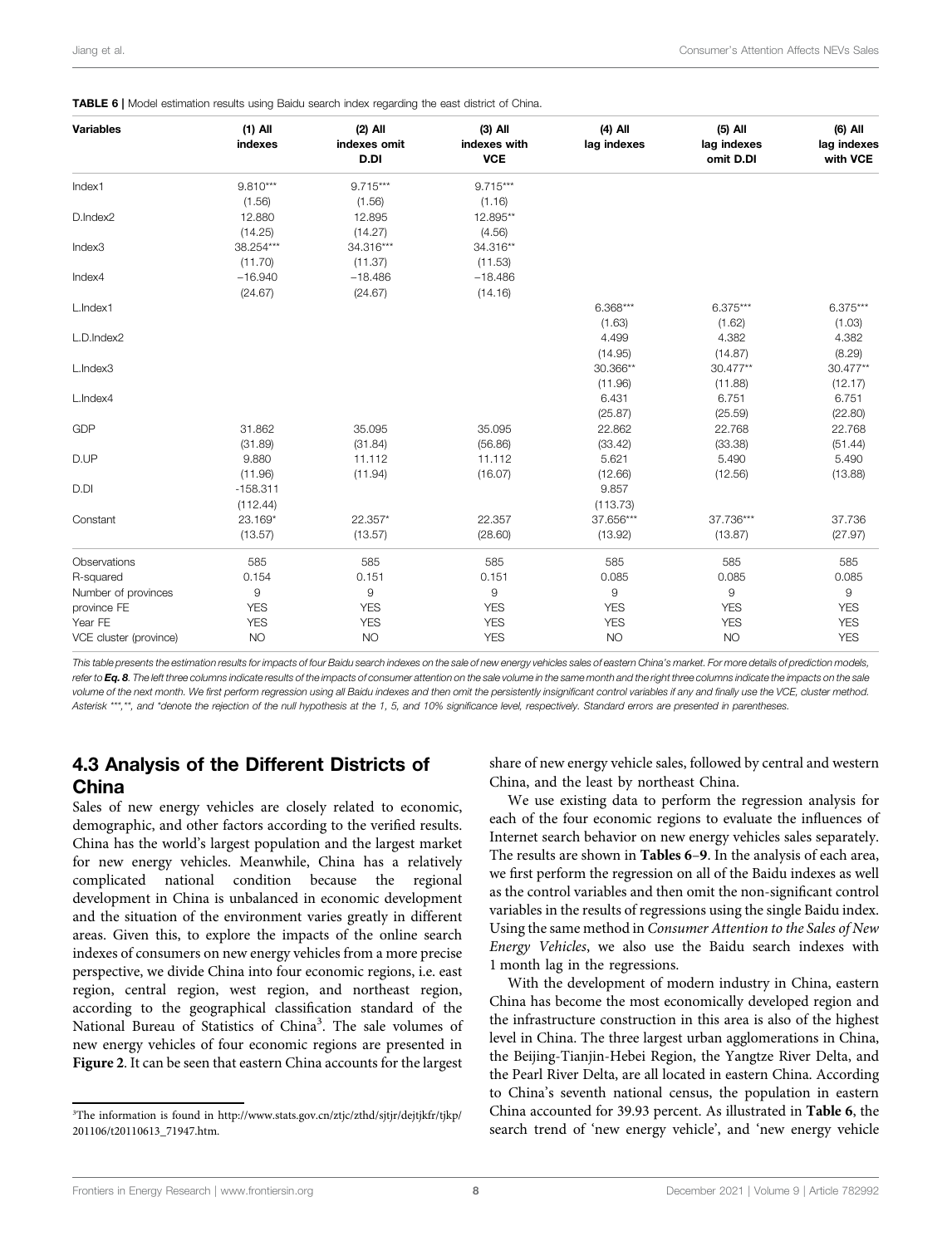**TABLE 6 |** Model estimation results using Baidu search index regarding the east district of China.

| Variables | (1) All indexes | (2) All indexes omit D.DI | (3) All indexes with VCE | (4) All lag indexes | (5) All lag indexes omit D.DI | (6) All lag indexes with VCE |
|---|---|---|---|---|---|---|
| Index1 | 9.810*** | 9.715*** | 9.715*** | | | |
| | (1.56) | (1.56) | (1.16) | | | |
| D.Index2 | 12.880 | 12.895 | 12.895** | | | |
| | (14.25) | (14.27) | (4.56) | | | |
| Index3 | 38.254*** | 34.316*** | 34.316** | | | |
| | (11.70) | (11.37) | (11.53) | | | |
| Index4 | −16.940 | −18.486 | −18.486 | | | |
| | (24.67) | (24.67) | (14.16) | | | |
| L.Index1 | | | | 6.368*** | 6.375*** | 6.375*** |
| | | | | (1.63) | (1.62) | (1.03) |
| L.D.Index2 | | | | 4.499 | 4.382 | 4.382 |
| | | | | (14.95) | (14.87) | (8.29) |
| L.Index3 | | | | 30.366** | 30.477** | 30.477** |
| | | | | (11.96) | (11.88) | (12.17) |
| L.Index4 | | | | 6.431 | 6.751 | 6.751 |
| | | | | (25.87) | (25.59) | (22.80) |
| GDP | 31.862 | 35.095 | 35.095 | 22.862 | 22.768 | 22.768 |
| | (31.89) | (31.84) | (56.86) | (33.42) | (33.38) | (51.44) |
| D.UP | 9.880 | 11.112 | 11.112 | 5.621 | 5.490 | 5.490 |
| | (11.96) | (11.94) | (16.07) | (12.66) | (12.56) | (13.88) |
| D.DI | -158.311 | | | 9.857 | | |
| | (112.44) | | | (113.73) | | |
| Constant | 23.169* | 22.357* | 22.357 | 37.656*** | 37.736*** | 37.736 |
| | (13.57) | (13.57) | (28.60) | (13.92) | (13.87) | (27.97) |
| Observations | 585 | 585 | 585 | 585 | 585 | 585 |
| R-squared | 0.154 | 0.151 | 0.151 | 0.085 | 0.085 | 0.085 |
| Number of provinces | 9 | 9 | 9 | 9 | 9 | 9 |
| province FE | YES | YES | YES | YES | YES | YES |
| Year FE | YES | YES | YES | YES | YES | YES |
| VCE cluster (province) | NO | NO | YES | NO | NO | YES |

*This table presents the estimation results for impacts of four Baidu search indexes on the sale of new energy vehicles sales of eastern China's market. For more details of prediction models, refer to **Eq. 8**. The left three columns indicate results of the impacts of consumer attention on the sale volume in the same month and the right three columns indicate the impacts on the sale volume of the next month. We first perform regression using all Baidu indexes and then omit the persistently insignificant control variables if any and finally use the VCE, cluster method. Asterisk \*\*\*,\*\*, and \*denote the rejection of the null hypothesis at the 1, 5, and 10% significance level, respectively. Standard errors are presented in parentheses.*

## 4.3 Analysis of the Different Districts of China

Sales of new energy vehicles are closely related to economic, demographic, and other factors according to the verified results. China has the world's largest population and the largest market for new energy vehicles. Meanwhile, China has a relatively complicated national condition because the regional development in China is unbalanced in economic development and the situation of the environment varies greatly in different areas. Given this, to explore the impacts of the online search indexes of consumers on new energy vehicles from a more precise perspective, we divide China into four economic regions, i.e. east region, central region, west region, and northeast region, according to the geographical classification standard of the National Bureau of Statistics of China[3]. The sale volumes of new energy vehicles of four economic regions are presented in **Figure 2**. It can be seen that eastern China accounts for the largest share of new energy vehicle sales, followed by central and western China, and the least by northeast China.

We use existing data to perform the regression analysis for each of the four economic regions to evaluate the influences of Internet search behavior on new energy vehicles sales separately. The results are shown in **Tables 6–9**. In the analysis of each area, we first perform the regression on all of the Baidu indexes as well as the control variables and then omit the non-significant control variables in the results of regressions using the single Baidu index. Using the same method in *Consumer Attention to the Sales of New Energy Vehicles*, we also use the Baidu search indexes with 1 month lag in the regressions.

With the development of modern industry in China, eastern China has become the most economically developed region and the infrastructure construction in this area is also of the highest level in China. The three largest urban agglomerations in China, the Beijing-Tianjin-Hebei Region, the Yangtze River Delta, and the Pearl River Delta, are all located in eastern China. According to China's seventh national census, the population in eastern China accounted for 39.93 percent. As illustrated in **Table 6**, the search trend of 'new energy vehicle', and 'new energy vehicle

[3]The information is found in http://www.stats.gov.cn/ztjc/zthd/sjtjr/dejtjkfr/tjkp/201106/t20110613_71947.htm.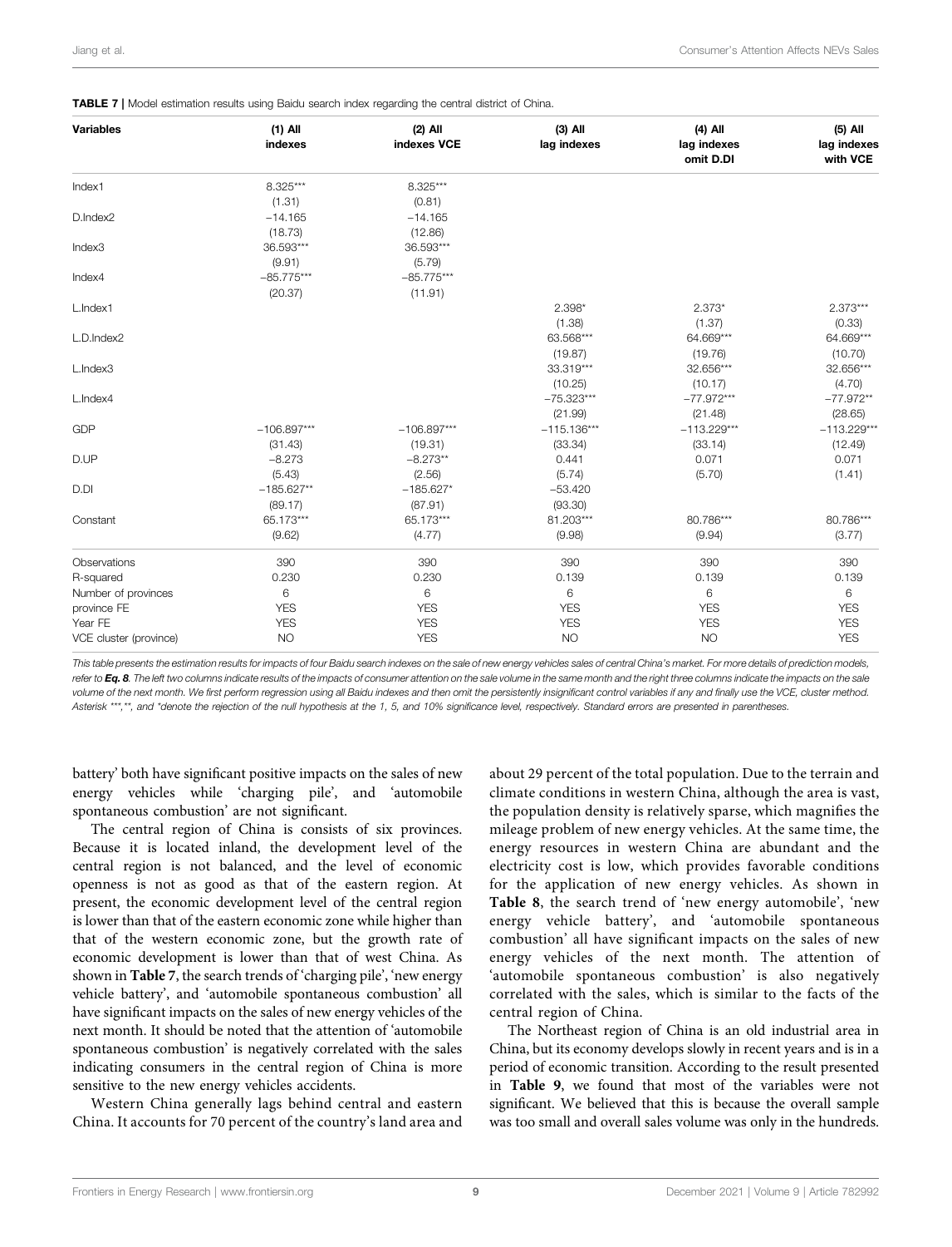**TABLE 7** | Model estimation results using Baidu search index regarding the central district of China.

| Variables | (1) All indexes | (2) All indexes VCE | (3) All lag indexes | (4) All lag indexes omit D.DI | (5) All lag indexes with VCE |
|---|---|---|---|---|---|
| Index1 | 8.325*** | 8.325*** | | | |
| | (1.31) | (0.81) | | | |
| D.Index2 | −14.165 | −14.165 | | | |
| | (18.73) | (12.86) | | | |
| Index3 | 36.593*** | 36.593*** | | | |
| | (9.91) | (5.79) | | | |
| Index4 | −85.775*** | −85.775*** | | | |
| | (20.37) | (11.91) | | | |
| L.Index1 | | | 2.398* | 2.373* | 2.373*** |
| | | | (1.38) | (1.37) | (0.33) |
| L.D.Index2 | | | 63.568*** | 64.669*** | 64.669*** |
| | | | (19.87) | (19.76) | (10.70) |
| L.Index3 | | | 33.319*** | 32.656*** | 32.656*** |
| | | | (10.25) | (10.17) | (4.70) |
| L.Index4 | | | −75.323*** | −77.972*** | −77.972** |
| | | | (21.99) | (21.48) | (28.65) |
| GDP | −106.897*** | −106.897*** | −115.136*** | −113.229*** | −113.229*** |
| | (31.43) | (19.31) | (33.34) | (33.14) | (12.49) |
| D.UP | −8.273 | −8.273** | 0.441 | 0.071 | 0.071 |
| | (5.43) | (2.56) | (5.74) | (5.70) | (1.41) |
| D.DI | −185.627** | −185.627* | −53.420 | | |
| | (89.17) | (87.91) | (93.30) | | |
| Constant | 65.173*** | 65.173*** | 81.203*** | 80.786*** | 80.786*** |
| | (9.62) | (4.77) | (9.98) | (9.94) | (3.77) |
| Observations | 390 | 390 | 390 | 390 | 390 |
| R-squared | 0.230 | 0.230 | 0.139 | 0.139 | 0.139 |
| Number of provinces | 6 | 6 | 6 | 6 | 6 |
| province FE | YES | YES | YES | YES | YES |
| Year FE | YES | YES | YES | YES | YES |
| VCE cluster (province) | NO | YES | NO | NO | YES |

*This table presents the estimation results for impacts of four Baidu search indexes on the sale of new energy vehicles sales of central China's market. For more details of prediction models, refer to* ***Eq. 8****. The left two columns indicate results of the impacts of consumer attention on the sale volume in the same month and the right three columns indicate the impacts on the sale volume of the next month. We first perform regression using all Baidu indexes and then omit the persistently insignificant control variables if any and finally use the VCE, cluster method. Asterisk \*\*\*,\*\*, and \*denote the rejection of the null hypothesis at the 1, 5, and 10% significance level, respectively. Standard errors are presented in parentheses.*

battery' both have significant positive impacts on the sales of new energy vehicles while 'charging pile', and 'automobile spontaneous combustion' are not significant.

The central region of China is consists of six provinces. Because it is located inland, the development level of the central region is not balanced, and the level of economic openness is not as good as that of the eastern region. At present, the economic development level of the central region is lower than that of the eastern economic zone while higher than that of the western economic zone, but the growth rate of economic development is lower than that of west China. As shown in **Table 7**, the search trends of 'charging pile', 'new energy vehicle battery', and 'automobile spontaneous combustion' all have significant impacts on the sales of new energy vehicles of the next month. It should be noted that the attention of 'automobile spontaneous combustion' is negatively correlated with the sales indicating consumers in the central region of China is more sensitive to the new energy vehicles accidents.

Western China generally lags behind central and eastern China. It accounts for 70 percent of the country's land area and about 29 percent of the total population. Due to the terrain and climate conditions in western China, although the area is vast, the population density is relatively sparse, which magnifies the mileage problem of new energy vehicles. At the same time, the energy resources in western China are abundant and the electricity cost is low, which provides favorable conditions for the application of new energy vehicles. As shown in **Table 8**, the search trend of 'new energy automobile', 'new energy vehicle battery', and 'automobile spontaneous combustion' all have significant impacts on the sales of new energy vehicles of the next month. The attention of 'automobile spontaneous combustion' is also negatively correlated with the sales, which is similar to the facts of the central region of China.

The Northeast region of China is an old industrial area in China, but its economy develops slowly in recent years and is in a period of economic transition. According to the result presented in **Table 9**, we found that most of the variables were not significant. We believed that this is because the overall sample was too small and overall sales volume was only in the hundreds.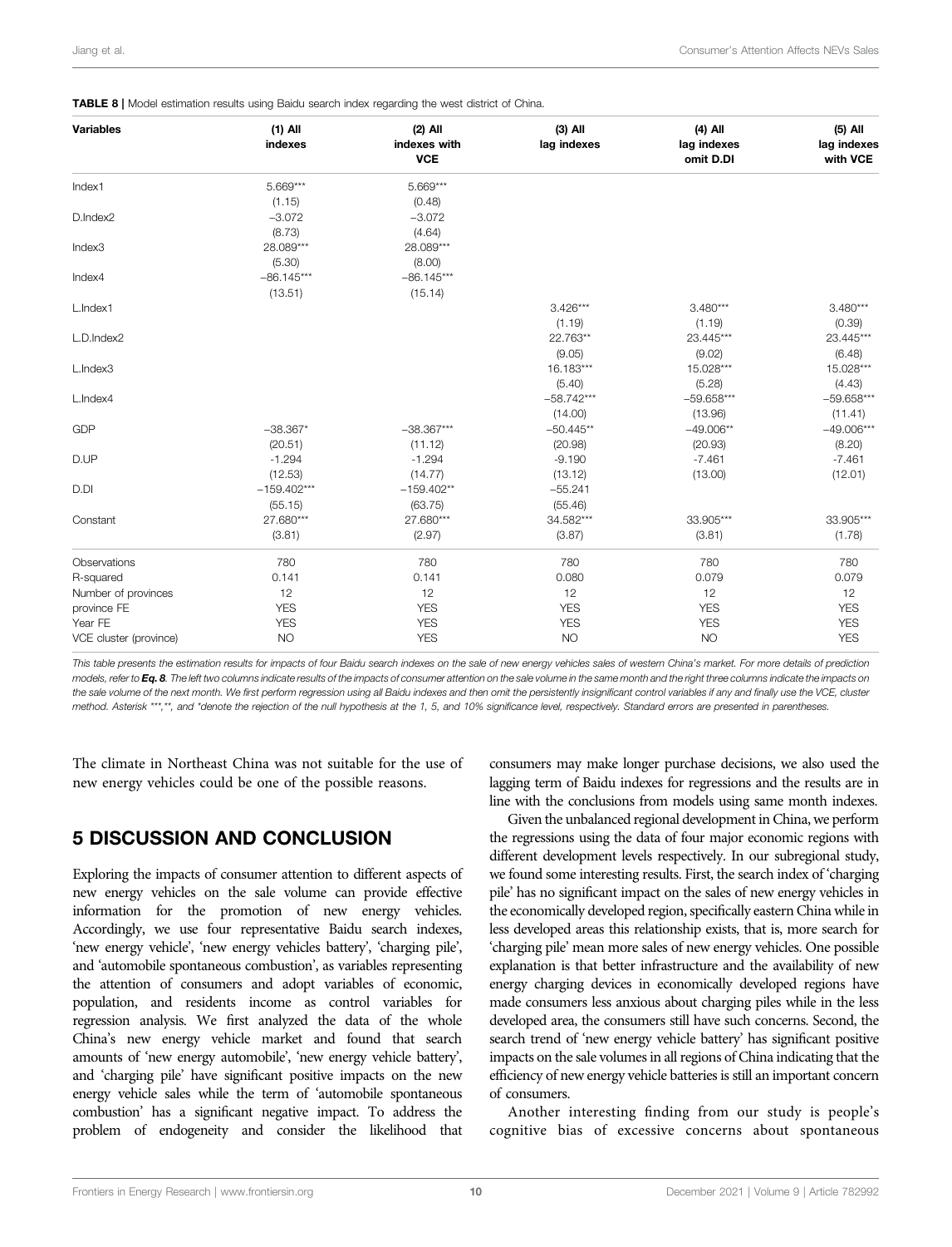**TABLE 8 |** Model estimation results using Baidu search index regarding the west district of China.

| Variables | (1) All indexes | (2) All indexes with VCE | (3) All lag indexes | (4) All lag indexes omit D.DI | (5) All lag indexes with VCE |
|---|---|---|---|---|---|
| Index1 | 5.669*** | 5.669*** | | | |
| | (1.15) | (0.48) | | | |
| D.Index2 | −3.072 | −3.072 | | | |
| | (8.73) | (4.64) | | | |
| Index3 | 28.089*** | 28.089*** | | | |
| | (5.30) | (8.00) | | | |
| Index4 | −86.145*** | −86.145*** | | | |
| | (13.51) | (15.14) | | | |
| L.Index1 | | | 3.426*** | 3.480*** | 3.480*** |
| | | | (1.19) | (1.19) | (0.39) |
| L.D.Index2 | | | 22.763** | 23.445*** | 23.445*** |
| | | | (9.05) | (9.02) | (6.48) |
| L.Index3 | | | 16.183*** | 15.028*** | 15.028*** |
| | | | (5.40) | (5.28) | (4.43) |
| L.Index4 | | | −58.742*** | −59.658*** | −59.658*** |
| | | | (14.00) | (13.96) | (11.41) |
| GDP | −38.367* | −38.367*** | −50.445** | −49.006** | −49.006*** |
| | (20.51) | (11.12) | (20.98) | (20.93) | (8.20) |
| D.UP | -1.294 | -1.294 | -9.190 | -7.461 | -7.461 |
| | (12.53) | (14.77) | (13.12) | (13.00) | (12.01) |
| D.DI | −159.402*** | −159.402** | −55.241 | | |
| | (55.15) | (63.75) | (55.46) | | |
| Constant | 27.680*** | 27.680*** | 34.582*** | 33.905*** | 33.905*** |
| | (3.81) | (2.97) | (3.87) | (3.81) | (1.78) |
| Observations | 780 | 780 | 780 | 780 | 780 |
| R-squared | 0.141 | 0.141 | 0.080 | 0.079 | 0.079 |
| Number of provinces | 12 | 12 | 12 | 12 | 12 |
| province FE | YES | YES | YES | YES | YES |
| Year FE | YES | YES | YES | YES | YES |
| VCE cluster (province) | NO | YES | NO | NO | YES |

*This table presents the estimation results for impacts of four Baidu search indexes on the sale of new energy vehicles sales of western China's market. For more details of prediction models, refer to **Eq. 8**. The left two columns indicate results of the impacts of consumer attention on the sale volume in the same month and the right three columns indicate the impacts on the sale volume of the next month. We first perform regression using all Baidu indexes and then omit the persistently insignificant control variables if any and finally use the VCE, cluster method. Asterisk ***,**, and *denote the rejection of the null hypothesis at the 1, 5, and 10% significance level, respectively. Standard errors are presented in parentheses.*

The climate in Northeast China was not suitable for the use of new energy vehicles could be one of the possible reasons.

## 5 DISCUSSION AND CONCLUSION

Exploring the impacts of consumer attention to different aspects of new energy vehicles on the sale volume can provide effective information for the promotion of new energy vehicles. Accordingly, we use four representative Baidu search indexes, 'new energy vehicle', 'new energy vehicles battery', 'charging pile', and 'automobile spontaneous combustion', as variables representing the attention of consumers and adopt variables of economic, population, and residents income as control variables for regression analysis. We first analyzed the data of the whole China's new energy vehicle market and found that search amounts of 'new energy automobile', 'new energy vehicle battery', and 'charging pile' have significant positive impacts on the new energy vehicle sales while the term of 'automobile spontaneous combustion' has a significant negative impact. To address the problem of endogeneity and consider the likelihood that consumers may make longer purchase decisions, we also used the lagging term of Baidu indexes for regressions and the results are in line with the conclusions from models using same month indexes.

Given the unbalanced regional development in China, we perform the regressions using the data of four major economic regions with different development levels respectively. In our subregional study, we found some interesting results. First, the search index of 'charging pile' has no significant impact on the sales of new energy vehicles in the economically developed region, specifically eastern China while in less developed areas this relationship exists, that is, more search for 'charging pile' mean more sales of new energy vehicles. One possible explanation is that better infrastructure and the availability of new energy charging devices in economically developed regions have made consumers less anxious about charging piles while in the less developed area, the consumers still have such concerns. Second, the search trend of 'new energy vehicle battery' has significant positive impacts on the sale volumes in all regions of China indicating that the efficiency of new energy vehicle batteries is still an important concern of consumers.

Another interesting finding from our study is people's cognitive bias of excessive concerns about spontaneous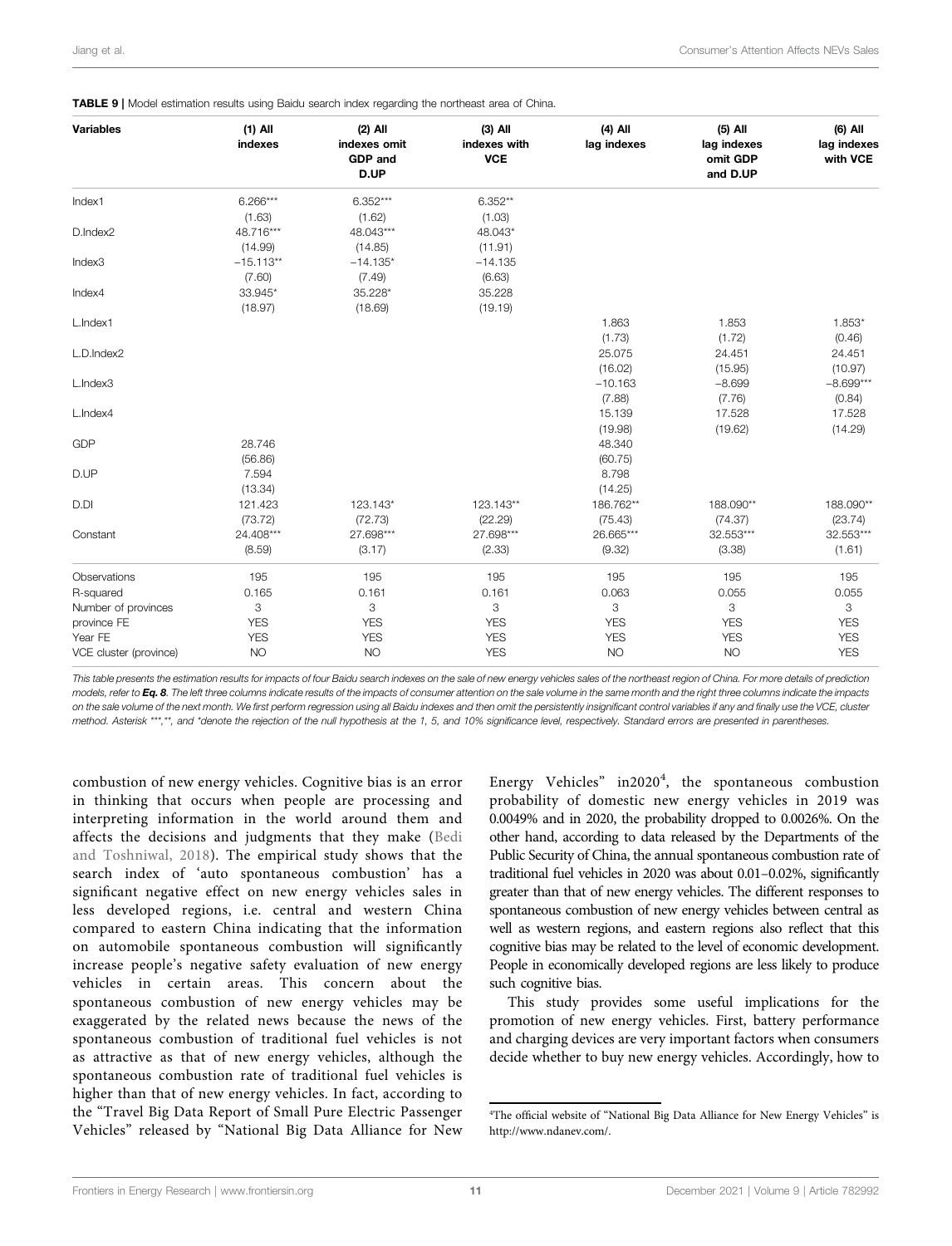**TABLE 9** | Model estimation results using Baidu search index regarding the northeast area of China.

| Variables | (1) All indexes | (2) All indexes omit GDP and D.UP | (3) All indexes with VCE | (4) All lag indexes | (5) All lag indexes omit GDP and D.UP | (6) All lag indexes with VCE |
|---|---|---|---|---|---|---|
| Index1 | 6.266*** | 6.352*** | 6.352** | | | |
| | (1.63) | (1.62) | (1.03) | | | |
| D.Index2 | 48.716*** | 48.043*** | 48.043* | | | |
| | (14.99) | (14.85) | (11.91) | | | |
| Index3 | −15.113** | −14.135* | −14.135 | | | |
| | (7.60) | (7.49) | (6.63) | | | |
| Index4 | 33.945* | 35.228* | 35.228 | | | |
| | (18.97) | (18.69) | (19.19) | | | |
| L.Index1 | | | | 1.863 | 1.853 | 1.853* |
| | | | | (1.73) | (1.72) | (0.46) |
| L.D.Index2 | | | | 25.075 | 24.451 | 24.451 |
| | | | | (16.02) | (15.95) | (10.97) |
| L.Index3 | | | | −10.163 | −8.699 | −8.699*** |
| | | | | (7.88) | (7.76) | (0.84) |
| L.Index4 | | | | 15.139 | 17.528 | 17.528 |
| | | | | (19.98) | (19.62) | (14.29) |
| GDP | 28.746 | | | 48.340 | | |
| | (56.86) | | | (60.75) | | |
| D.UP | 7.594 | | | 8.798 | | |
| | (13.34) | | | (14.25) | | |
| D.DI | 121.423 | 123.143* | 123.143** | 186.762** | 188.090** | 188.090** |
| | (73.72) | (72.73) | (22.29) | (75.43) | (74.37) | (23.74) |
| Constant | 24.408*** | 27.698*** | 27.698*** | 26.665*** | 32.553*** | 32.553*** |
| | (8.59) | (3.17) | (2.33) | (9.32) | (3.38) | (1.61) |
| Observations | 195 | 195 | 195 | 195 | 195 | 195 |
| R-squared | 0.165 | 0.161 | 0.161 | 0.063 | 0.055 | 0.055 |
| Number of provinces | 3 | 3 | 3 | 3 | 3 | 3 |
| province FE | YES | YES | YES | YES | YES | YES |
| Year FE | YES | YES | YES | YES | YES | YES |
| VCE cluster (province) | NO | NO | YES | NO | NO | YES |

*This table presents the estimation results for impacts of four Baidu search indexes on the sale of new energy vehicles sales of the northeast region of China. For more details of prediction models, refer to* ***Eq. 8****. The left three columns indicate results of the impacts of consumer attention on the sale volume in the same month and the right three columns indicate the impacts on the sale volume of the next month. We first perform regression using all Baidu indexes and then omit the persistently insignificant control variables if any and finally use the VCE, cluster method. Asterisk ***,**, and *denote the rejection of the null hypothesis at the 1, 5, and 10% significance level, respectively. Standard errors are presented in parentheses.*

combustion of new energy vehicles. Cognitive bias is an error in thinking that occurs when people are processing and interpreting information in the world around them and affects the decisions and judgments that they make (Bedi and Toshniwal, 2018). The empirical study shows that the search index of 'auto spontaneous combustion' has a significant negative effect on new energy vehicles sales in less developed regions, i.e. central and western China compared to eastern China indicating that the information on automobile spontaneous combustion will significantly increase people's negative safety evaluation of new energy vehicles in certain areas. This concern about the spontaneous combustion of new energy vehicles may be exaggerated by the related news because the news of the spontaneous combustion of traditional fuel vehicles is not as attractive as that of new energy vehicles, although the spontaneous combustion rate of traditional fuel vehicles is higher than that of new energy vehicles. In fact, according to the "Travel Big Data Report of Small Pure Electric Passenger Vehicles" released by "National Big Data Alliance for New Energy Vehicles" in2020[4], the spontaneous combustion probability of domestic new energy vehicles in 2019 was 0.0049% and in 2020, the probability dropped to 0.0026%. On the other hand, according to data released by the Departments of the Public Security of China, the annual spontaneous combustion rate of traditional fuel vehicles in 2020 was about 0.01–0.02%, significantly greater than that of new energy vehicles. The different responses to spontaneous combustion of new energy vehicles between central as well as western regions, and eastern regions also reflect that this cognitive bias may be related to the level of economic development. People in economically developed regions are less likely to produce such cognitive bias.

This study provides some useful implications for the promotion of new energy vehicles. First, battery performance and charging devices are very important factors when consumers decide whether to buy new energy vehicles. Accordingly, how to

[4]The official website of "National Big Data Alliance for New Energy Vehicles" is http://www.ndanev.com/.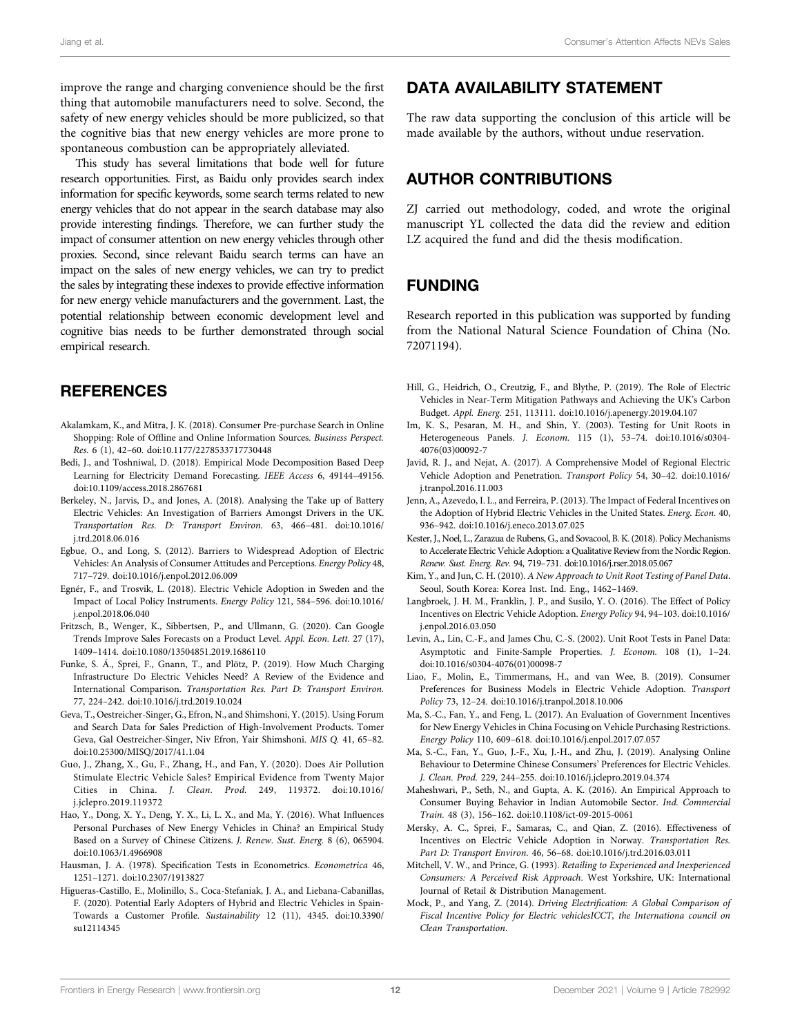improve the range and charging convenience should be the first thing that automobile manufacturers need to solve. Second, the safety of new energy vehicles should be more publicized, so that the cognitive bias that new energy vehicles are more prone to spontaneous combustion can be appropriately alleviated.

This study has several limitations that bode well for future research opportunities. First, as Baidu only provides search index information for specific keywords, some search terms related to new energy vehicles that do not appear in the search database may also provide interesting findings. Therefore, we can further study the impact of consumer attention on new energy vehicles through other proxies. Second, since relevant Baidu search terms can have an impact on the sales of new energy vehicles, we can try to predict the sales by integrating these indexes to provide effective information for new energy vehicle manufacturers and the government. Last, the potential relationship between economic development level and cognitive bias needs to be further demonstrated through social empirical research.

## DATA AVAILABILITY STATEMENT

The raw data supporting the conclusion of this article will be made available by the authors, without undue reservation.

## AUTHOR CONTRIBUTIONS

ZJ carried out methodology, coded, and wrote the original manuscript YL collected the data did the review and edition LZ acquired the fund and did the thesis modification.

## FUNDING

Research reported in this publication was supported by funding from the National Natural Science Foundation of China (No. 72071194).

## REFERENCES

Akalamkam, K., and Mitra, J. K. (2018). Consumer Pre-purchase Search in Online Shopping: Role of Offline and Online Information Sources. *Business Perspect. Res.* 6 (1), 42–60. doi:10.1177/2278533717730448

Bedi, J., and Toshniwal, D. (2018). Empirical Mode Decomposition Based Deep Learning for Electricity Demand Forecasting. *IEEE Access* 6, 49144–49156. doi:10.1109/access.2018.2867681

Berkeley, N., Jarvis, D., and Jones, A. (2018). Analysing the Take up of Battery Electric Vehicles: An Investigation of Barriers Amongst Drivers in the UK. *Transportation Res. D: Transport Environ.* 63, 466–481. doi:10.1016/j.trd.2018.06.016

Egbue, O., and Long, S. (2012). Barriers to Widespread Adoption of Electric Vehicles: An Analysis of Consumer Attitudes and Perceptions. *Energy Policy* 48, 717–729. doi:10.1016/j.enpol.2012.06.009

Egnér, F., and Trosvik, L. (2018). Electric Vehicle Adoption in Sweden and the Impact of Local Policy Instruments. *Energy Policy* 121, 584–596. doi:10.1016/j.enpol.2018.06.040

Fritzsch, B., Wenger, K., Sibbertsen, P., and Ullmann, G. (2020). Can Google Trends Improve Sales Forecasts on a Product Level. *Appl. Econ. Lett.* 27 (17), 1409–1414. doi:10.1080/13504851.2019.1686110

Funke, S. Á., Sprei, F., Gnann, T., and Plötz, P. (2019). How Much Charging Infrastructure Do Electric Vehicles Need? A Review of the Evidence and International Comparison. *Transportation Res. Part D: Transport Environ.* 77, 224–242. doi:10.1016/j.trd.2019.10.024

Geva, T., Oestreicher-Singer, G., Efron, N., and Shimshoni, Y. (2015). Using Forum and Search Data for Sales Prediction of High-Involvement Products. Tomer Geva, Gal Oestreicher-Singer, Niv Efron, Yair Shimshoni. *MIS Q.* 41, 65–82. doi:10.25300/MISQ/2017/41.1.04

Guo, J., Zhang, X., Gu, F., Zhang, H., and Fan, Y. (2020). Does Air Pollution Stimulate Electric Vehicle Sales? Empirical Evidence from Twenty Major Cities in China. *J. Clean. Prod.* 249, 119372. doi:10.1016/j.jclepro.2019.119372

Hao, Y., Dong, X. Y., Deng, Y. X., Li, L. X., and Ma, Y. (2016). What Influences Personal Purchases of New Energy Vehicles in China? an Empirical Study Based on a Survey of Chinese Citizens. *J. Renew. Sust. Energ.* 8 (6), 065904. doi:10.1063/1.4966908

Hausman, J. A. (1978). Specification Tests in Econometrics. *Econometrica* 46, 1251–1271. doi:10.2307/1913827

Higueras-Castillo, E., Molinillo, S., Coca-Stefaniak, J. A., and Liebana-Cabanillas, F. (2020). Potential Early Adopters of Hybrid and Electric Vehicles in Spain-Towards a Customer Profile. *Sustainability* 12 (11), 4345. doi:10.3390/su12114345

Hill, G., Heidrich, O., Creutzig, F., and Blythe, P. (2019). The Role of Electric Vehicles in Near-Term Mitigation Pathways and Achieving the UK's Carbon Budget. *Appl. Energ.* 251, 113111. doi:10.1016/j.apenergy.2019.04.107

Im, K. S., Pesaran, M. H., and Shin, Y. (2003). Testing for Unit Roots in Heterogeneous Panels. *J. Econom.* 115 (1), 53–74. doi:10.1016/s0304-4076(03)00092-7

Javid, R. J., and Nejat, A. (2017). A Comprehensive Model of Regional Electric Vehicle Adoption and Penetration. *Transport Policy* 54, 30–42. doi:10.1016/j.tranpol.2016.11.003

Jenn, A., Azevedo, I. L., and Ferreira, P. (2013). The Impact of Federal Incentives on the Adoption of Hybrid Electric Vehicles in the United States. *Energ. Econ.* 40, 936–942. doi:10.1016/j.eneco.2013.07.025

Kester, J., Noel, L., Zarazua de Rubens, G., and Sovacool, B. K. (2018). Policy Mechanisms to Accelerate Electric Vehicle Adoption: a Qualitative Review from the Nordic Region. *Renew. Sust. Energ. Rev.* 94, 719–731. doi:10.1016/j.rser.2018.05.067

Kim, Y., and Jun, C. H. (2010). *A New Approach to Unit Root Testing of Panel Data*. Seoul, South Korea: Korea Inst. Ind. Eng., 1462–1469.

Langbroek, J. H. M., Franklin, J. P., and Susilo, Y. O. (2016). The Effect of Policy Incentives on Electric Vehicle Adoption. *Energy Policy* 94, 94–103. doi:10.1016/j.enpol.2016.03.050

Levin, A., Lin, C.-F., and James Chu, C.-S. (2002). Unit Root Tests in Panel Data: Asymptotic and Finite-Sample Properties. *J. Econom.* 108 (1), 1–24. doi:10.1016/s0304-4076(01)00098-7

Liao, F., Molin, E., Timmermans, H., and van Wee, B. (2019). Consumer Preferences for Business Models in Electric Vehicle Adoption. *Transport Policy* 73, 12–24. doi:10.1016/j.tranpol.2018.10.006

Ma, S.-C., Fan, Y., and Feng, L. (2017). An Evaluation of Government Incentives for New Energy Vehicles in China Focusing on Vehicle Purchasing Restrictions. *Energy Policy* 110, 609–618. doi:10.1016/j.enpol.2017.07.057

Ma, S.-C., Fan, Y., Guo, J.-F., Xu, J.-H., and Zhu, J. (2019). Analysing Online Behaviour to Determine Chinese Consumers' Preferences for Electric Vehicles. *J. Clean. Prod.* 229, 244–255. doi:10.1016/j.jclepro.2019.04.374

Maheshwari, P., Seth, N., and Gupta, A. K. (2016). An Empirical Approach to Consumer Buying Behavior in Indian Automobile Sector. *Ind. Commercial Train.* 48 (3), 156–162. doi:10.1108/ict-09-2015-0061

Mersky, A. C., Sprei, F., Samaras, C., and Qian, Z. (2016). Effectiveness of Incentives on Electric Vehicle Adoption in Norway. *Transportation Res. Part D: Transport Environ.* 46, 56–68. doi:10.1016/j.trd.2016.03.011

Mitchell, V. W., and Prince, G. (1993). *Retailing to Experienced and Inexperienced Consumers: A Perceived Risk Approach*. West Yorkshire, UK: International Journal of Retail & Distribution Management.

Mock, P., and Yang, Z. (2014). *Driving Electrification: A Global Comparison of Fiscal Incentive Policy for Electric vehiclesICCT, the Internationa council on Clean Transportation*.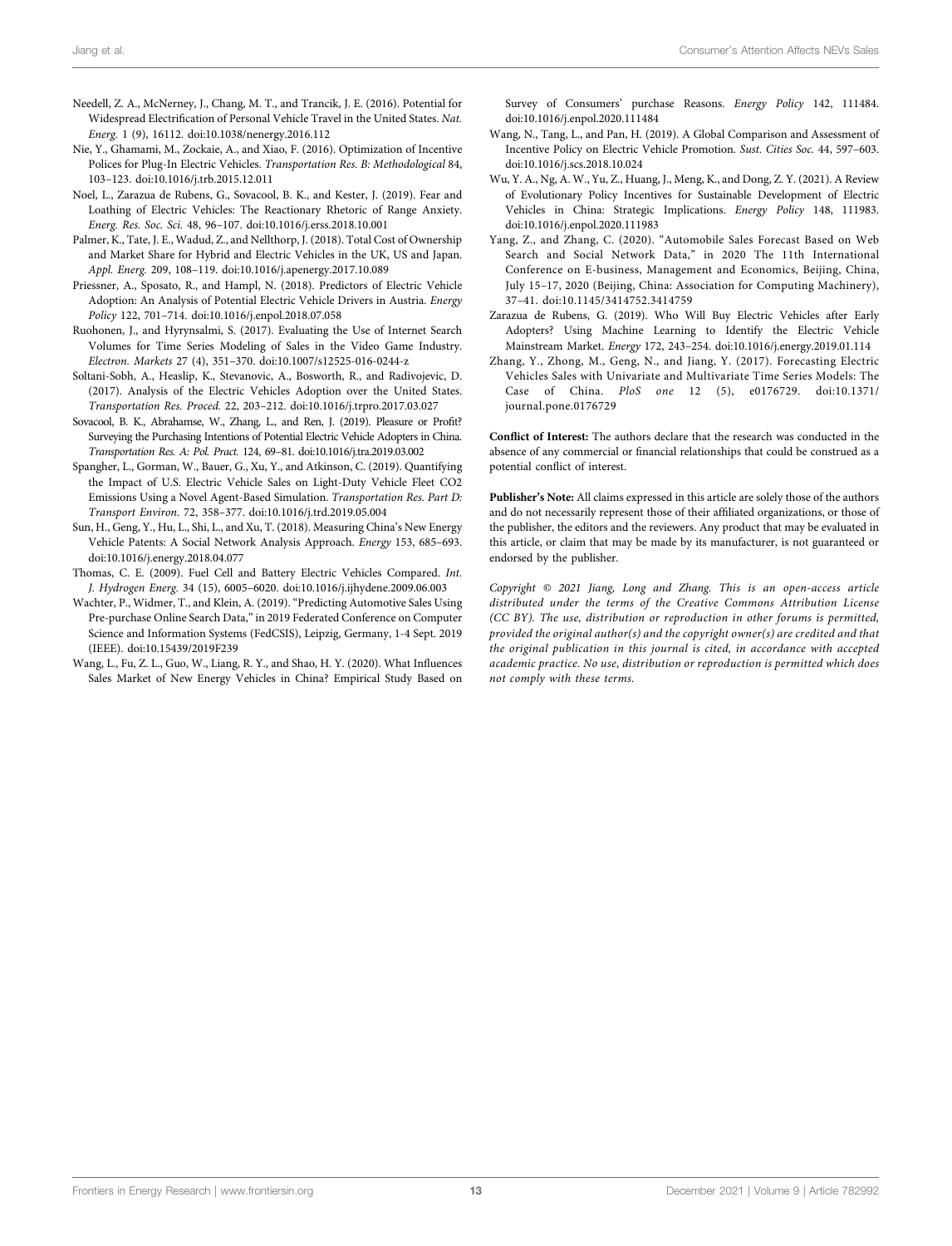Needell, Z. A., McNerney, J., Chang, M. T., and Trancik, J. E. (2016). Potential for Widespread Electrification of Personal Vehicle Travel in the United States. *Nat. Energ.* 1 (9), 16112. doi:10.1038/nenergy.2016.112

Nie, Y., Ghamami, M., Zockaie, A., and Xiao, F. (2016). Optimization of Incentive Polices for Plug-In Electric Vehicles. *Transportation Res. B: Methodological* 84, 103–123. doi:10.1016/j.trb.2015.12.011

Noel, L., Zarazua de Rubens, G., Sovacool, B. K., and Kester, J. (2019). Fear and Loathing of Electric Vehicles: The Reactionary Rhetoric of Range Anxiety. *Energ. Res. Soc. Sci.* 48, 96–107. doi:10.1016/j.erss.2018.10.001

Palmer, K., Tate, J. E., Wadud, Z., and Nellthorp, J. (2018). Total Cost of Ownership and Market Share for Hybrid and Electric Vehicles in the UK, US and Japan. *Appl. Energ.* 209, 108–119. doi:10.1016/j.apenergy.2017.10.089

Priessner, A., Sposato, R., and Hampl, N. (2018). Predictors of Electric Vehicle Adoption: An Analysis of Potential Electric Vehicle Drivers in Austria. *Energy Policy* 122, 701–714. doi:10.1016/j.enpol.2018.07.058

Ruohonen, J., and Hyrynsalmi, S. (2017). Evaluating the Use of Internet Search Volumes for Time Series Modeling of Sales in the Video Game Industry. *Electron. Markets* 27 (4), 351–370. doi:10.1007/s12525-016-0244-z

Soltani-Sobh, A., Heaslip, K., Stevanovic, A., Bosworth, R., and Radivojevic, D. (2017). Analysis of the Electric Vehicles Adoption over the United States. *Transportation Res. Proced.* 22, 203–212. doi:10.1016/j.trpro.2017.03.027

Sovacool, B. K., Abrahamse, W., Zhang, L., and Ren, J. (2019). Pleasure or Profit? Surveying the Purchasing Intentions of Potential Electric Vehicle Adopters in China. *Transportation Res. A: Pol. Pract.* 124, 69–81. doi:10.1016/j.tra.2019.03.002

Spangher, L., Gorman, W., Bauer, G., Xu, Y., and Atkinson, C. (2019). Quantifying the Impact of U.S. Electric Vehicle Sales on Light-Duty Vehicle Fleet CO2 Emissions Using a Novel Agent-Based Simulation. *Transportation Res. Part D: Transport Environ.* 72, 358–377. doi:10.1016/j.trd.2019.05.004

Sun, H., Geng, Y., Hu, L., Shi, L., and Xu, T. (2018). Measuring China's New Energy Vehicle Patents: A Social Network Analysis Approach. *Energy* 153, 685–693. doi:10.1016/j.energy.2018.04.077

Thomas, C. E. (2009). Fuel Cell and Battery Electric Vehicles Compared. *Int. J. Hydrogen Energ.* 34 (15), 6005–6020. doi:10.1016/j.ijhydene.2009.06.003

Wachter, P., Widmer, T., and Klein, A. (2019). "Predicting Automotive Sales Using Pre-purchase Online Search Data," in 2019 Federated Conference on Computer Science and Information Systems (FedCSIS), Leipzig, Germany, 1-4 Sept. 2019 (IEEE). doi:10.15439/2019F239

Wang, L., Fu, Z. L., Guo, W., Liang, R. Y., and Shao, H. Y. (2020). What Influences Sales Market of New Energy Vehicles in China? Empirical Study Based on Survey of Consumers' purchase Reasons. *Energy Policy* 142, 111484. doi:10.1016/j.enpol.2020.111484

Wang, N., Tang, L., and Pan, H. (2019). A Global Comparison and Assessment of Incentive Policy on Electric Vehicle Promotion. *Sust. Cities Soc.* 44, 597–603. doi:10.1016/j.scs.2018.10.024

Wu, Y. A., Ng, A. W., Yu, Z., Huang, J., Meng, K., and Dong, Z. Y. (2021). A Review of Evolutionary Policy Incentives for Sustainable Development of Electric Vehicles in China: Strategic Implications. *Energy Policy* 148, 111983. doi:10.1016/j.enpol.2020.111983

Yang, Z., and Zhang, C. (2020). "Automobile Sales Forecast Based on Web Search and Social Network Data," in 2020 The 11th International Conference on E-business, Management and Economics, Beijing, China, July 15–17, 2020 (Beijing, China: Association for Computing Machinery), 37–41. doi:10.1145/3414752.3414759

Zarazua de Rubens, G. (2019). Who Will Buy Electric Vehicles after Early Adopters? Using Machine Learning to Identify the Electric Vehicle Mainstream Market. *Energy* 172, 243–254. doi:10.1016/j.energy.2019.01.114

Zhang, Y., Zhong, M., Geng, N., and Jiang, Y. (2017). Forecasting Electric Vehicles Sales with Univariate and Multivariate Time Series Models: The Case of China. *PloS one* 12 (5), e0176729. doi:10.1371/journal.pone.0176729

**Conflict of Interest:** The authors declare that the research was conducted in the absence of any commercial or financial relationships that could be construed as a potential conflict of interest.

**Publisher's Note:** All claims expressed in this article are solely those of the authors and do not necessarily represent those of their affiliated organizations, or those of the publisher, the editors and the reviewers. Any product that may be evaluated in this article, or claim that may be made by its manufacturer, is not guaranteed or endorsed by the publisher.

*Copyright © 2021 Jiang, Long and Zhang. This is an open-access article distributed under the terms of the Creative Commons Attribution License (CC BY). The use, distribution or reproduction in other forums is permitted, provided the original author(s) and the copyright owner(s) are credited and that the original publication in this journal is cited, in accordance with accepted academic practice. No use, distribution or reproduction is permitted which does not comply with these terms.*